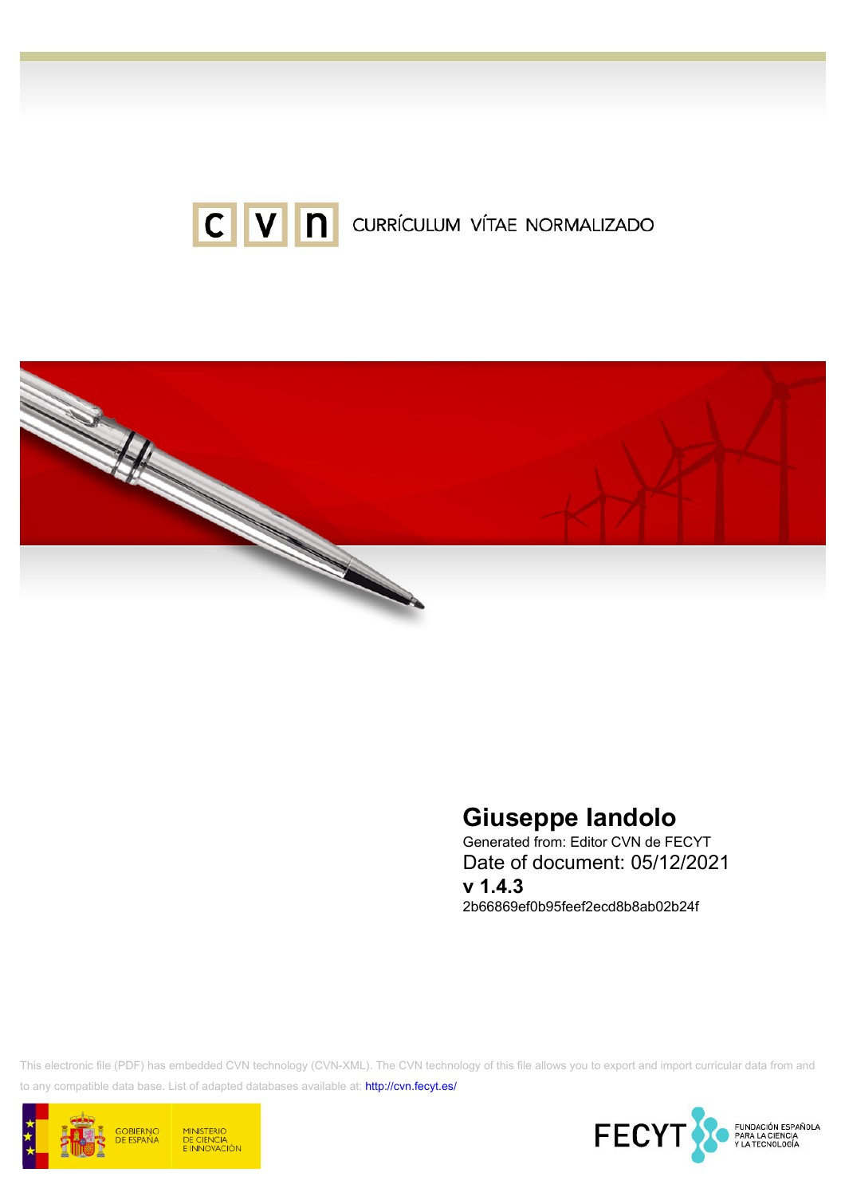CURRÍCULUM VÍTAE NORMALIZADO

# Giuseppe Iandolo

Generated from: Editor CVN de FECYT

Date of document: 05/12/2021

**v 1.4.3**

2b66869ef0b95feef2ecd8b8ab02b24f

This electronic file (PDF) has embedded CVN technology (CVN-XML). The CVN technology of this file allows you to export and import curricular data from and to any compatible data base. List of adapted databases available at: http://cvn.fecyt.es/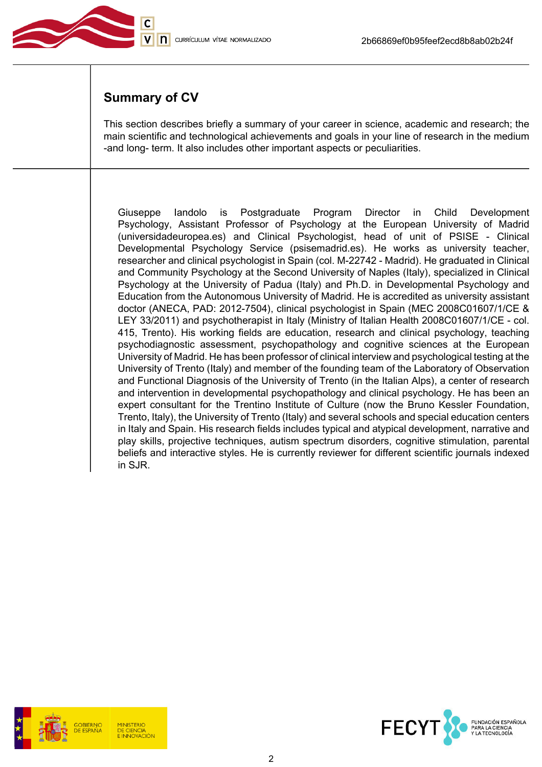## Summary of CV

This section describes briefly a summary of your career in science, academic and research; the main scientific and technological achievements and goals in your line of research in the medium -and long- term. It also includes other important aspects or peculiarities.

Giuseppe Iandolo is Postgraduate Program Director in Child Development Psychology, Assistant Professor of Psychology at the European University of Madrid (universidadeuropea.es) and Clinical Psychologist, head of unit of PSISE - Clinical Developmental Psychology Service (psisemadrid.es). He works as university teacher, researcher and clinical psychologist in Spain (col. M-22742 - Madrid). He graduated in Clinical and Community Psychology at the Second University of Naples (Italy), specialized in Clinical Psychology at the University of Padua (Italy) and Ph.D. in Developmental Psychology and Education from the Autonomous University of Madrid. He is accredited as university assistant doctor (ANECA, PAD: 2012-7504), clinical psychologist in Spain (MEC 2008C01607/1/CE & LEY 33/2011) and psychotherapist in Italy (Ministry of Italian Health 2008C01607/1/CE - col. 415, Trento). His working fields are education, research and clinical psychology, teaching psychodiagnostic assessment, psychopathology and cognitive sciences at the European University of Madrid. He has been professor of clinical interview and psychological testing at the University of Trento (Italy) and member of the founding team of the Laboratory of Observation and Functional Diagnosis of the University of Trento (in the Italian Alps), a center of research and intervention in developmental psychopathology and clinical psychology. He has been an expert consultant for the Trentino Institute of Culture (now the Bruno Kessler Foundation, Trento, Italy), the University of Trento (Italy) and several schools and special education centers in Italy and Spain. His research fields includes typical and atypical development, narrative and play skills, projective techniques, autism spectrum disorders, cognitive stimulation, parental beliefs and interactive styles. He is currently reviewer for different scientific journals indexed in SJR.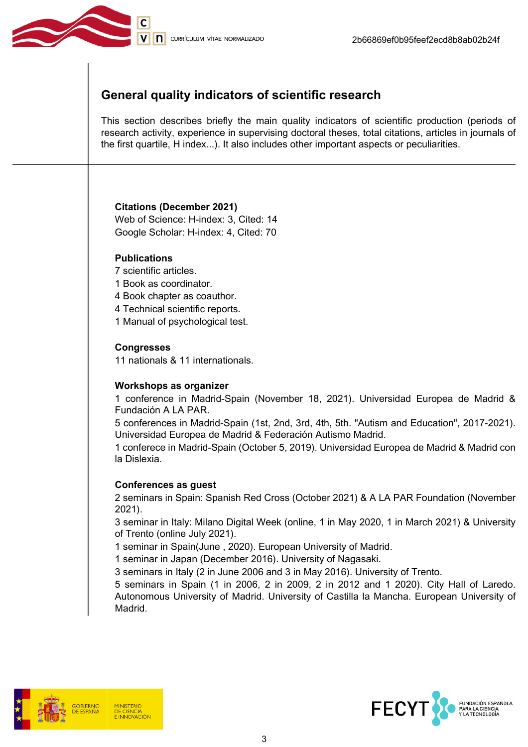## General quality indicators of scientific research

This section describes briefly the main quality indicators of scientific production (periods of research activity, experience in supervising doctoral theses, total citations, articles in journals of the first quartile, H index...). It also includes other important aspects or peculiarities.

**Citations (December 2021)**
Web of Science: H-index: 3, Cited: 14
Google Scholar: H-index: 4, Cited: 70

**Publications**
7 scientific articles.
1 Book as coordinator.
4 Book chapter as coauthor.
4 Technical scientific reports.
1 Manual of psychological test.

**Congresses**
11 nationals & 11 internationals.

**Workshops as organizer**
1 conference in Madrid-Spain (November 18, 2021). Universidad Europea de Madrid & Fundación A LA PAR.
5 conferences in Madrid-Spain (1st, 2nd, 3rd, 4th, 5th. "Autism and Education", 2017-2021). Universidad Europea de Madrid & Federación Autismo Madrid.
1 conferece in Madrid-Spain (October 5, 2019). Universidad Europea de Madrid & Madrid con la Dislexia.

**Conferences as guest**
2 seminars in Spain: Spanish Red Cross (October 2021) & A LA PAR Foundation (November 2021).
3 seminar in Italy: Milano Digital Week (online, 1 in May 2020, 1 in March 2021) & University of Trento (online July 2021).
1 seminar in Spain(June , 2020). European University of Madrid.
1 seminar in Japan (December 2016). University of Nagasaki.
3 seminars in Italy (2 in June 2006 and 3 in May 2016). University of Trento.
5 seminars in Spain (1 in 2006, 2 in 2009, 2 in 2012 and 1 2020). City Hall of Laredo. Autonomous University of Madrid. University of Castilla la Mancha. European University of Madrid.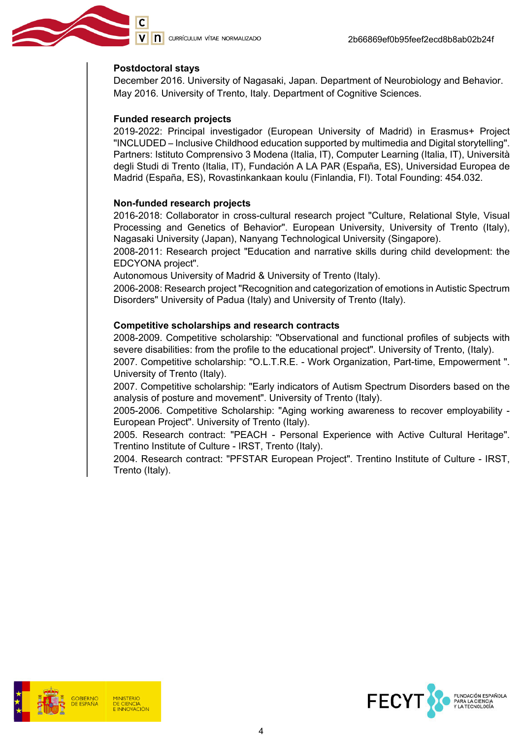**Postdoctoral stays**

December 2016. University of Nagasaki, Japan. Department of Neurobiology and Behavior.
May 2016. University of Trento, Italy. Department of Cognitive Sciences.

**Funded research projects**

2019-2022: Principal investigador (European University of Madrid) in Erasmus+ Project "INCLUDED – Inclusive Childhood education supported by multimedia and Digital storytelling". Partners: Istituto Comprensivo 3 Modena (Italia, IT), Computer Learning (Italia, IT), Università degli Studi di Trento (Italia, IT), Fundación A LA PAR (España, ES), Universidad Europea de Madrid (España, ES), Rovastinkankaan koulu (Finlandia, FI). Total Founding: 454.032.

**Non-funded research projects**

2016-2018: Collaborator in cross-cultural research project "Culture, Relational Style, Visual Processing and Genetics of Behavior". European University, University of Trento (Italy), Nagasaki University (Japan), Nanyang Technological University (Singapore).

2008-2011: Research project "Education and narrative skills during child development: the EDCYONA project".

Autonomous University of Madrid & University of Trento (Italy).

2006-2008: Research project "Recognition and categorization of emotions in Autistic Spectrum Disorders" University of Padua (Italy) and University of Trento (Italy).

**Competitive scholarships and research contracts**

2008-2009. Competitive scholarship: "Observational and functional profiles of subjects with severe disabilities: from the profile to the educational project". University of Trento, (Italy).

2007. Competitive scholarship: "O.L.T.R.E. - Work Organization, Part-time, Empowerment ". University of Trento (Italy).

2007. Competitive scholarship: "Early indicators of Autism Spectrum Disorders based on the analysis of posture and movement". University of Trento (Italy).

2005-2006. Competitive Scholarship: "Aging working awareness to recover employability - European Project". University of Trento (Italy).

2005. Research contract: "PEACH - Personal Experience with Active Cultural Heritage". Trentino Institute of Culture - IRST, Trento (Italy).

2004. Research contract: "PFSTAR European Project". Trentino Institute of Culture - IRST, Trento (Italy).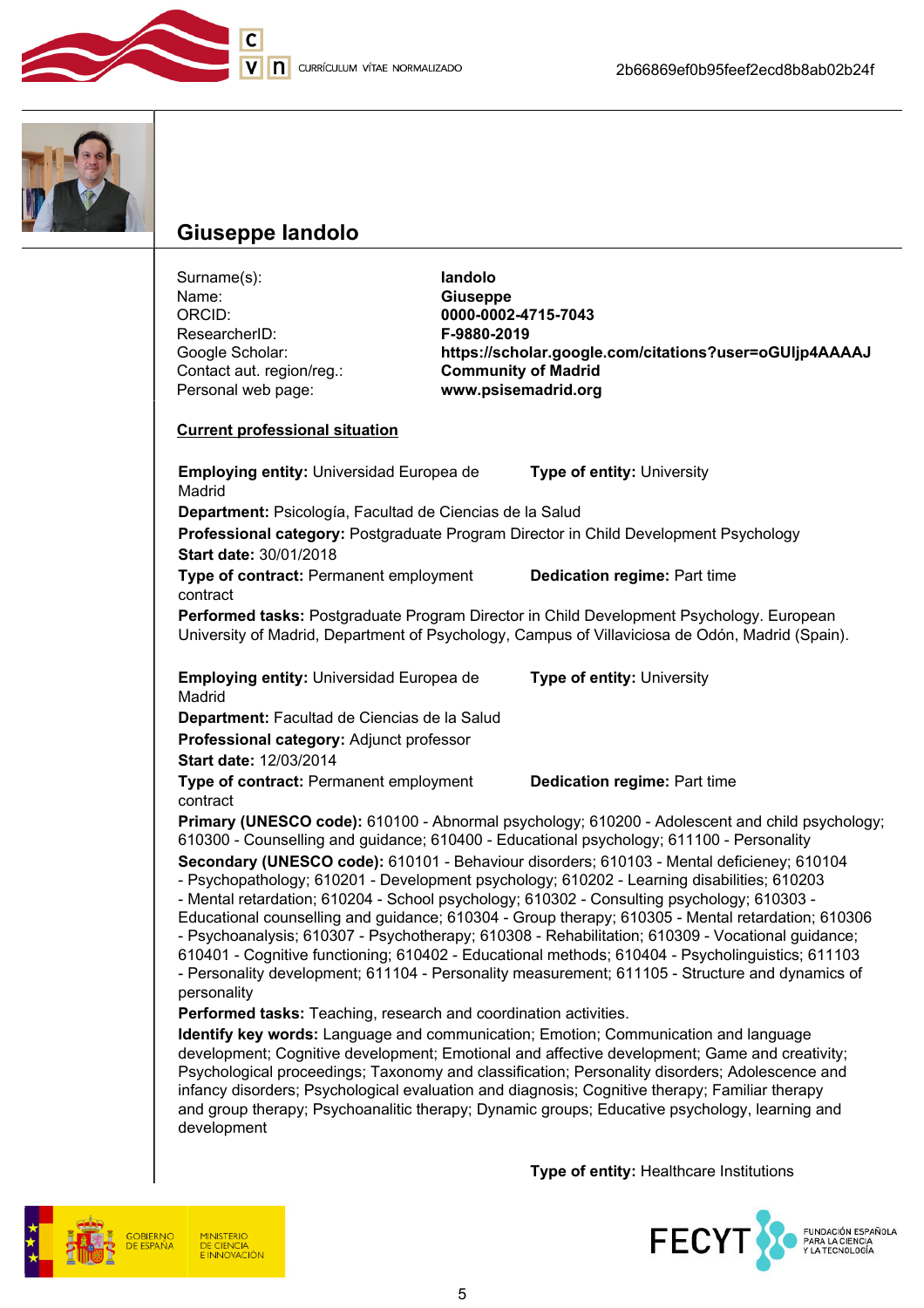## Giuseppe Iandolo

| | |
|---|---|
| Surname(s): | **Iandolo** |
| Name: | **Giuseppe** |
| ORCID: | **0000-0002-4715-7043** |
| ResearcherID: | **F-9880-2019** |
| Google Scholar: | **https://scholar.google.com/citations?user=oGUljp4AAAAJ** |
| Contact aut. region/reg.: | **Community of Madrid** |
| Personal web page: | **www.psisemadrid.org** |

### Current professional situation

**Employing entity:** Universidad Europea de Madrid **Type of entity:** University
**Department:** Psicología, Facultad de Ciencias de la Salud
**Professional category:** Postgraduate Program Director in Child Development Psychology
**Start date:** 30/01/2018
**Type of contract:** Permanent employment contract **Dedication regime:** Part time
**Performed tasks:** Postgraduate Program Director in Child Development Psychology. European University of Madrid, Department of Psychology, Campus of Villaviciosa de Odón, Madrid (Spain).

**Employing entity:** Universidad Europea de Madrid **Type of entity:** University
**Department:** Facultad de Ciencias de la Salud
**Professional category:** Adjunct professor
**Start date:** 12/03/2014
**Type of contract:** Permanent employment contract **Dedication regime:** Part time
**Primary (UNESCO code):** 610100 - Abnormal psychology; 610200 - Adolescent and child psychology; 610300 - Counselling and guidance; 610400 - Educational psychology; 611100 - Personality
**Secondary (UNESCO code):** 610101 - Behaviour disorders; 610103 - Mental deficieney; 610104 - Psychopathology; 610201 - Development psychology; 610202 - Learning disabilities; 610203 - Mental retardation; 610204 - School psychology; 610302 - Consulting psychology; 610303 - Educational counselling and guidance; 610304 - Group therapy; 610305 - Mental retardation; 610306 - Psychoanalysis; 610307 - Psychotherapy; 610308 - Rehabilitation; 610309 - Vocational guidance; 610401 - Cognitive functioning; 610402 - Educational methods; 610404 - Psycholinguistics; 611103 - Personality development; 611104 - Personality measurement; 611105 - Structure and dynamics of personality
**Performed tasks:** Teaching, research and coordination activities.
**Identify key words:** Language and communication; Emotion; Communication and language development; Cognitive development; Emotional and affective development; Game and creativity; Psychological proceedings; Taxonomy and classification; Personality disorders; Adolescence and infancy disorders; Psychological evaluation and diagnosis; Cognitive therapy; Familiar therapy and group therapy; Psychoanalitic therapy; Dynamic groups; Educative psychology, learning and development

**Type of entity:** Healthcare Institutions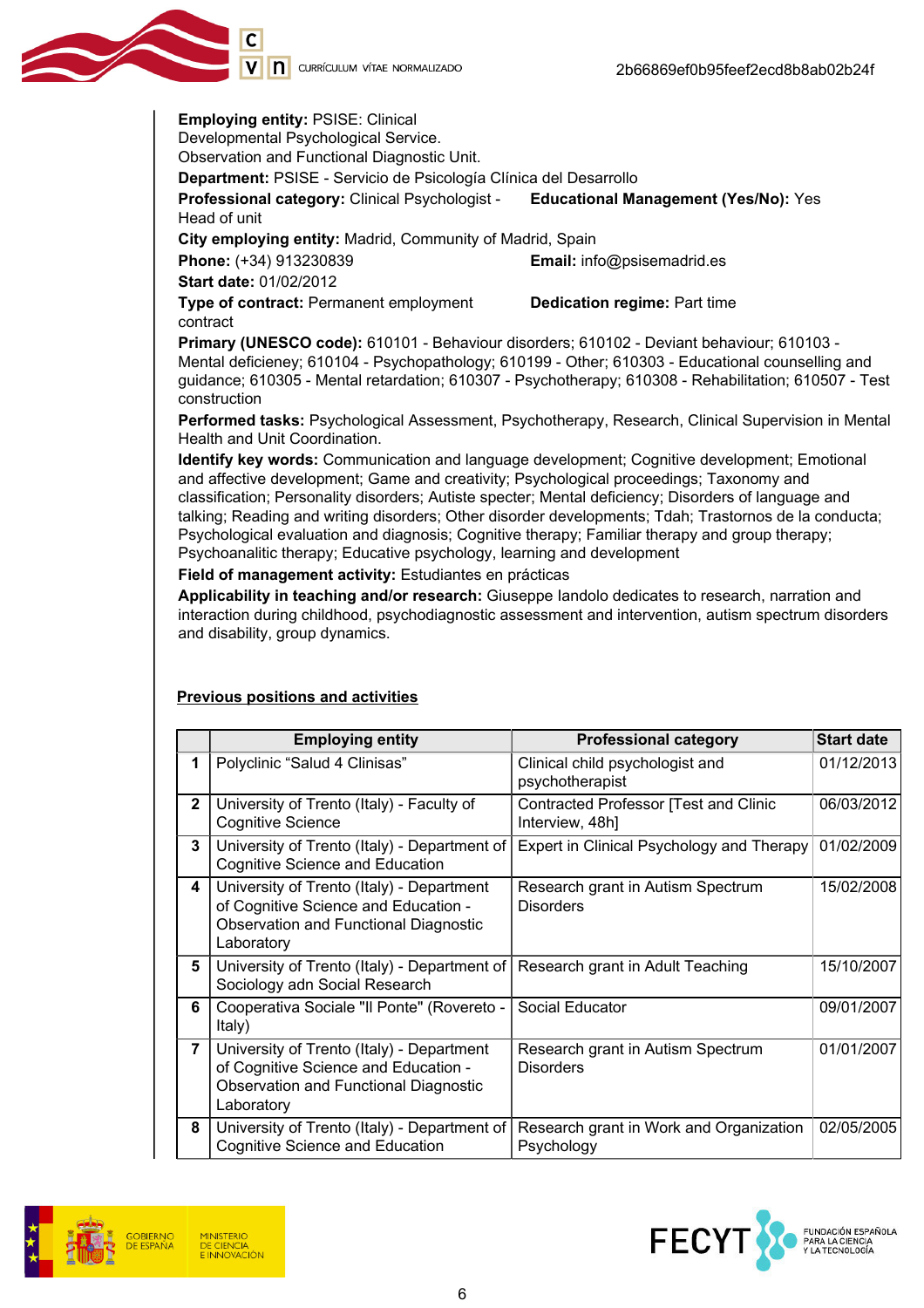**Employing entity:** PSISE: Clinical Developmental Psychological Service. Observation and Functional Diagnostic Unit.
**Department:** PSISE - Servicio de Psicología Clínica del Desarrollo
**Professional category:** Clinical Psychologist - Head of unit
**Educational Management (Yes/No):** Yes
**City employing entity:** Madrid, Community of Madrid, Spain
**Phone:** (+34) 913230839
**Email:** info@psisemadrid.es
**Start date:** 01/02/2012
**Type of contract:** Permanent employment contract
**Dedication regime:** Part time
**Primary (UNESCO code):** 610101 - Behaviour disorders; 610102 - Deviant behaviour; 610103 - Mental deficieney; 610104 - Psychopathology; 610199 - Other; 610303 - Educational counselling and guidance; 610305 - Mental retardation; 610307 - Psychotherapy; 610308 - Rehabilitation; 610507 - Test construction
**Performed tasks:** Psychological Assessment, Psychotherapy, Research, Clinical Supervision in Mental Health and Unit Coordination.
**Identify key words:** Communication and language development; Cognitive development; Emotional and affective development; Game and creativity; Psychological proceedings; Taxonomy and classification; Personality disorders; Autiste specter; Mental deficiency; Disorders of language and talking; Reading and writing disorders; Other disorder developments; Tdah; Trastornos de la conducta; Psychological evaluation and diagnosis; Cognitive therapy; Familiar therapy and group therapy; Psychoanalitic therapy; Educative psychology, learning and development
**Field of management activity:** Estudiantes en prácticas
**Applicability in teaching and/or research:** Giuseppe Iandolo dedicates to research, narration and interaction during childhood, psychodiagnostic assessment and intervention, autism spectrum disorders and disability, group dynamics.

**Previous positions and activities**

| | Employing entity | Professional category | Start date |
|---|---|---|---|
| 1 | Polyclinic "Salud 4 Clinisas" | Clinical child psychologist and psychotherapist | 01/12/2013 |
| 2 | University of Trento (Italy) - Faculty of Cognitive Science | Contracted Professor [Test and Clinic Interview, 48h] | 06/03/2012 |
| 3 | University of Trento (Italy) - Department of Cognitive Science and Education | Expert in Clinical Psychology and Therapy | 01/02/2009 |
| 4 | University of Trento (Italy) - Department of Cognitive Science and Education - Observation and Functional Diagnostic Laboratory | Research grant in Autism Spectrum Disorders | 15/02/2008 |
| 5 | University of Trento (Italy) - Department of Sociology adn Social Research | Research grant in Adult Teaching | 15/10/2007 |
| 6 | Cooperativa Sociale "Il Ponte" (Rovereto - Italy) | Social Educator | 09/01/2007 |
| 7 | University of Trento (Italy) - Department of Cognitive Science and Education - Observation and Functional Diagnostic Laboratory | Research grant in Autism Spectrum Disorders | 01/01/2007 |
| 8 | University of Trento (Italy) - Department of Cognitive Science and Education | Research grant in Work and Organization Psychology | 02/05/2005 |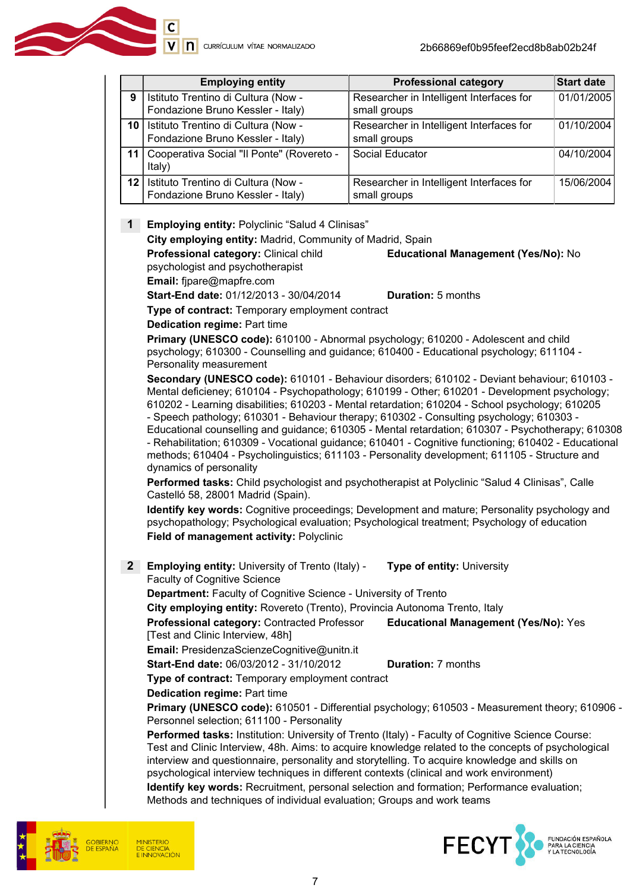|  | Employing entity | Professional category | Start date |
|---|---|---|---|
| 9 | Istituto Trentino di Cultura (Now - Fondazione Bruno Kessler - Italy) | Researcher in Intelligent Interfaces for small groups | 01/01/2005 |
| 10 | Istituto Trentino di Cultura (Now - Fondazione Bruno Kessler - Italy) | Researcher in Intelligent Interfaces for small groups | 01/10/2004 |
| 11 | Cooperativa Social "Il Ponte" (Rovereto - Italy) | Social Educator | 04/10/2004 |
| 12 | Istituto Trentino di Cultura (Now - Fondazione Bruno Kessler - Italy) | Researcher in Intelligent Interfaces for small groups | 15/06/2004 |

**1** **Employing entity:** Polyclinic “Salud 4 Clinisas”
**City employing entity:** Madrid, Community of Madrid, Spain
**Professional category:** Clinical child psychologist and psychotherapist
**Educational Management (Yes/No):** No
**Email:** fjpare@mapfre.com
**Start-End date:** 01/12/2013 - 30/04/2014
**Duration:** 5 months
**Type of contract:** Temporary employment contract
**Dedication regime:** Part time
**Primary (UNESCO code):** 610100 - Abnormal psychology; 610200 - Adolescent and child psychology; 610300 - Counselling and guidance; 610400 - Educational psychology; 611104 - Personality measurement
**Secondary (UNESCO code):** 610101 - Behaviour disorders; 610102 - Deviant behaviour; 610103 - Mental deficieney; 610104 - Psychopathology; 610199 - Other; 610201 - Development psychology; 610202 - Learning disabilities; 610203 - Mental retardation; 610204 - School psychology; 610205 - Speech pathology; 610301 - Behaviour therapy; 610302 - Consulting psychology; 610303 - Educational counselling and guidance; 610305 - Mental retardation; 610307 - Psychotherapy; 610308 - Rehabilitation; 610309 - Vocational guidance; 610401 - Cognitive functioning; 610402 - Educational methods; 610404 - Psycholinguistics; 611103 - Personality development; 611105 - Structure and dynamics of personality
**Performed tasks:** Child psychologist and psychotherapist at Polyclinic “Salud 4 Clinisas”, Calle Castelló 58, 28001 Madrid (Spain).
**Identify key words:** Cognitive proceedings; Development and mature; Personality psychology and psychopathology; Psychological evaluation; Psychological treatment; Psychology of education
**Field of management activity:** Polyclinic

**2** **Employing entity:** University of Trento (Italy) - Faculty of Cognitive Science
**Type of entity:** University
**Department:** Faculty of Cognitive Science - University of Trento
**City employing entity:** Rovereto (Trento), Provincia Autonoma Trento, Italy
**Professional category:** Contracted Professor [Test and Clinic Interview, 48h]
**Educational Management (Yes/No):** Yes
**Email:** PresidenzaScienzeCognitive@unitn.it
**Start-End date:** 06/03/2012 - 31/10/2012
**Duration:** 7 months
**Type of contract:** Temporary employment contract
**Dedication regime:** Part time
**Primary (UNESCO code):** 610501 - Differential psychology; 610503 - Measurement theory; 610906 - Personnel selection; 611100 - Personality
**Performed tasks:** Institution: University of Trento (Italy) - Faculty of Cognitive Science Course: Test and Clinic Interview, 48h. Aims: to acquire knowledge related to the concepts of psychological interview and questionnaire, personality and storytelling. To acquire knowledge and skills on psychological interview techniques in different contexts (clinical and work environment)
**Identify key words:** Recruitment, personal selection and formation; Performance evaluation; Methods and techniques of individual evaluation; Groups and work teams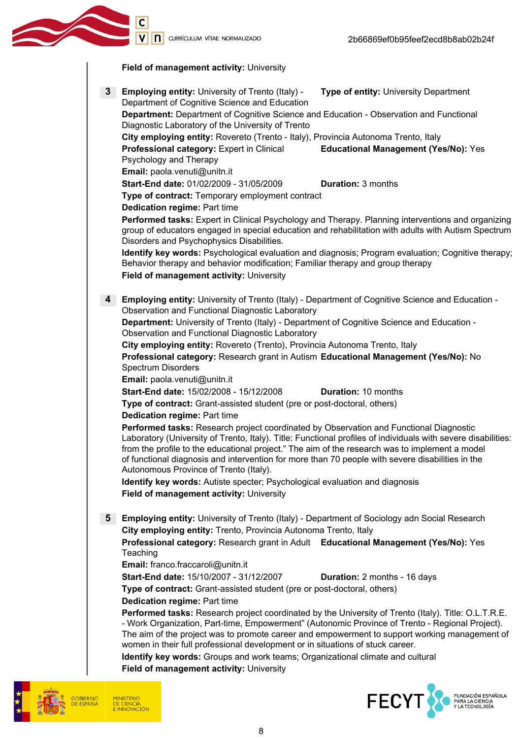**Field of management activity:** University

**3** **Employing entity:** University of Trento (Italy) - Department of Cognitive Science and Education **Type of entity:** University Department
**Department:** Department of Cognitive Science and Education - Observation and Functional Diagnostic Laboratory of the University of Trento
**City employing entity:** Rovereto (Trento - Italy), Provincia Autonoma Trento, Italy
**Professional category:** Expert in Clinical Psychology and Therapy **Educational Management (Yes/No):** Yes
**Email:** paola.venuti@unitn.it
**Start-End date:** 01/02/2009 - 31/05/2009 **Duration:** 3 months
**Type of contract:** Temporary employment contract
**Dedication regime:** Part time
**Performed tasks:** Expert in Clinical Psychology and Therapy. Planning interventions and organizing group of educators engaged in special education and rehabilitation with adults with Autism Spectrum Disorders and Psychophysics Disabilities.
**Identify key words:** Psychological evaluation and diagnosis; Program evaluation; Cognitive therapy; Behavior therapy and behavior modification; Familiar therapy and group therapy
**Field of management activity:** University

**4** **Employing entity:** University of Trento (Italy) - Department of Cognitive Science and Education - Observation and Functional Diagnostic Laboratory
**Department:** University of Trento (Italy) - Department of Cognitive Science and Education - Observation and Functional Diagnostic Laboratory
**City employing entity:** Rovereto (Trento), Provincia Autonoma Trento, Italy
**Professional category:** Research grant in Autism Spectrum Disorders **Educational Management (Yes/No):** No
**Email:** paola.venuti@unitn.it
**Start-End date:** 15/02/2008 - 15/12/2008 **Duration:** 10 months
**Type of contract:** Grant-assisted student (pre or post-doctoral, others)
**Dedication regime:** Part time
**Performed tasks:** Research project coordinated by Observation and Functional Diagnostic Laboratory (University of Trento, Italy). Title: Functional profiles of individuals with severe disabilities: from the profile to the educational project." The aim of the research was to implement a model of functional diagnosis and intervention for more than 70 people with severe disabilities in the Autonomous Province of Trento (Italy).
**Identify key words:** Autiste specter; Psychological evaluation and diagnosis
**Field of management activity:** University

**5** **Employing entity:** University of Trento (Italy) - Department of Sociology adn Social Research
**City employing entity:** Trento, Provincia Autonoma Trento, Italy
**Professional category:** Research grant in Adult Teaching **Educational Management (Yes/No):** Yes
**Email:** franco.fraccaroli@unitn.it
**Start-End date:** 15/10/2007 - 31/12/2007 **Duration:** 2 months - 16 days
**Type of contract:** Grant-assisted student (pre or post-doctoral, others)
**Dedication regime:** Part time
**Performed tasks:** Research project coordinated by the University of Trento (Italy). Title: O.L.T.R.E. - Work Organization, Part-time, Empowerment" (Autonomic Province of Trento - Regional Project). The aim of the project was to promote career and empowerment to support working management of women in their full professional development or in situations of stuck career.
**Identify key words:** Groups and work teams; Organizational climate and cultural
**Field of management activity:** University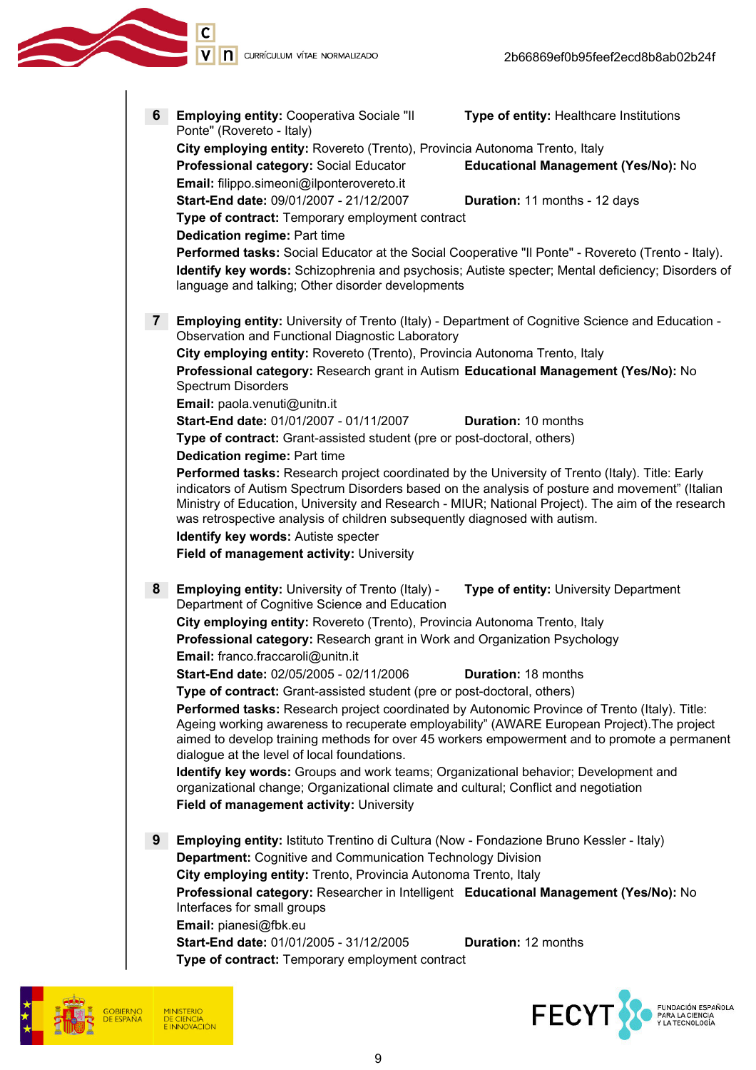**6** **Employing entity:** Cooperativa Sociale "Il Ponte" (Rovereto - Italy) **Type of entity:** Healthcare Institutions
**City employing entity:** Rovereto (Trento), Provincia Autonoma Trento, Italy
**Professional category:** Social Educator **Educational Management (Yes/No):** No
**Email:** filippo.simeoni@ilponterovereto.it
**Start-End date:** 09/01/2007 - 21/12/2007 **Duration:** 11 months - 12 days
**Type of contract:** Temporary employment contract
**Dedication regime:** Part time
**Performed tasks:** Social Educator at the Social Cooperative "Il Ponte" - Rovereto (Trento - Italy).
**Identify key words:** Schizophrenia and psychosis; Autiste specter; Mental deficiency; Disorders of language and talking; Other disorder developments

**7** **Employing entity:** University of Trento (Italy) - Department of Cognitive Science and Education - Observation and Functional Diagnostic Laboratory
**City employing entity:** Rovereto (Trento), Provincia Autonoma Trento, Italy
**Professional category:** Research grant in Autism Spectrum Disorders **Educational Management (Yes/No):** No
**Email:** paola.venuti@unitn.it
**Start-End date:** 01/01/2007 - 01/11/2007 **Duration:** 10 months
**Type of contract:** Grant-assisted student (pre or post-doctoral, others)
**Dedication regime:** Part time
**Performed tasks:** Research project coordinated by the University of Trento (Italy). Title: Early indicators of Autism Spectrum Disorders based on the analysis of posture and movement" (Italian Ministry of Education, University and Research - MIUR; National Project). The aim of the research was retrospective analysis of children subsequently diagnosed with autism.
**Identify key words:** Autiste specter
**Field of management activity:** University

**8** **Employing entity:** University of Trento (Italy) - Department of Cognitive Science and Education **Type of entity:** University Department
**City employing entity:** Rovereto (Trento), Provincia Autonoma Trento, Italy
**Professional category:** Research grant in Work and Organization Psychology
**Email:** franco.fraccaroli@unitn.it
**Start-End date:** 02/05/2005 - 02/11/2006 **Duration:** 18 months
**Type of contract:** Grant-assisted student (pre or post-doctoral, others)
**Performed tasks:** Research project coordinated by Autonomic Province of Trento (Italy). Title: Ageing working awareness to recuperate employability" (AWARE European Project).The project aimed to develop training methods for over 45 workers empowerment and to promote a permanent dialogue at the level of local foundations.
**Identify key words:** Groups and work teams; Organizational behavior; Development and organizational change; Organizational climate and cultural; Conflict and negotiation
**Field of management activity:** University

**9** **Employing entity:** Istituto Trentino di Cultura (Now - Fondazione Bruno Kessler - Italy)
**Department:** Cognitive and Communication Technology Division
**City employing entity:** Trento, Provincia Autonoma Trento, Italy
**Professional category:** Researcher in Intelligent Interfaces for small groups **Educational Management (Yes/No):** No
**Email:** pianesi@fbk.eu
**Start-End date:** 01/01/2005 - 31/12/2005 **Duration:** 12 months
**Type of contract:** Temporary employment contract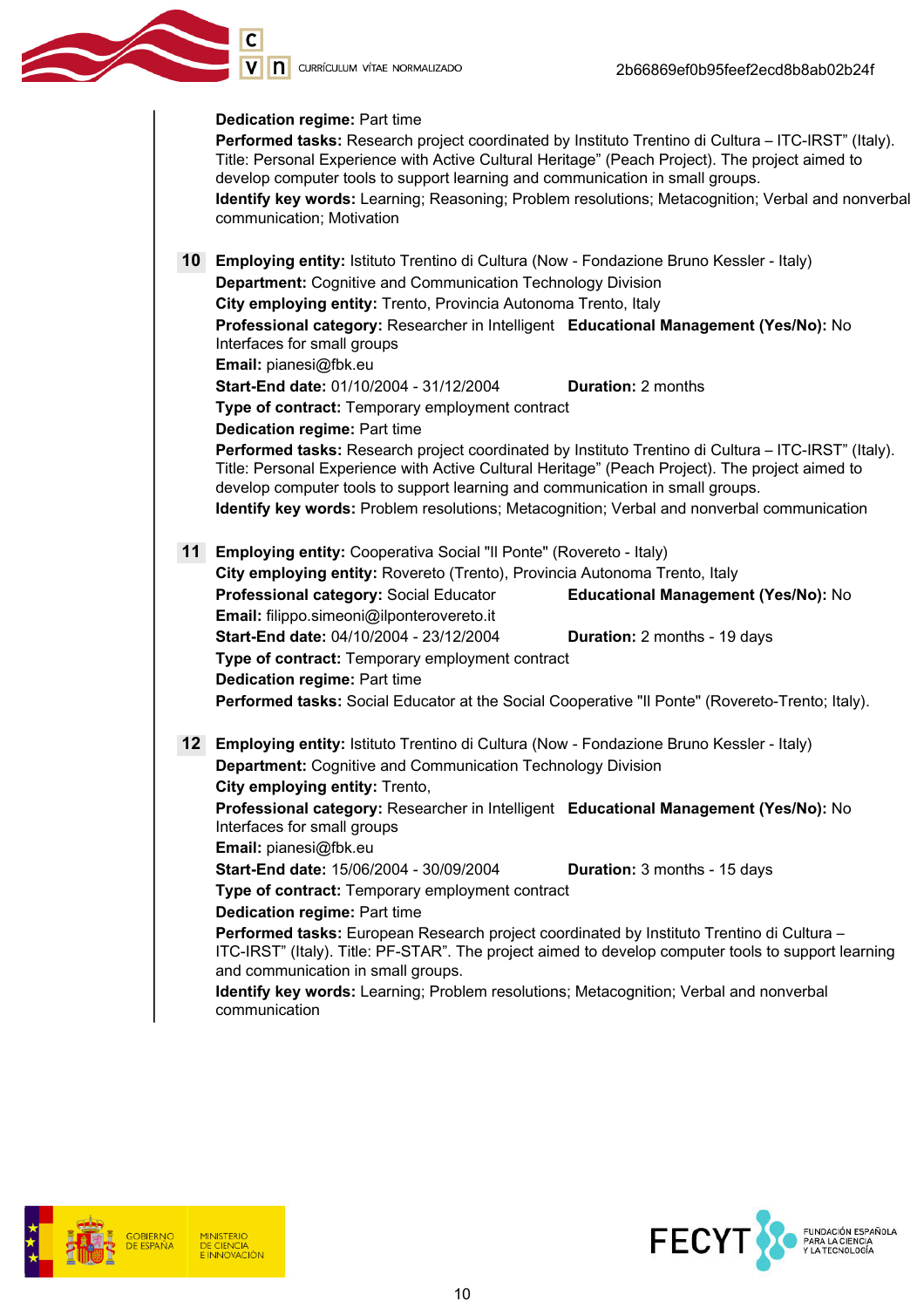**Dedication regime:** Part time
**Performed tasks:** Research project coordinated by Instituto Trentino di Cultura – ITC-IRST" (Italy). Title: Personal Experience with Active Cultural Heritage" (Peach Project). The project aimed to develop computer tools to support learning and communication in small groups.
**Identify key words:** Learning; Reasoning; Problem resolutions; Metacognition; Verbal and nonverbal communication; Motivation

**10** **Employing entity:** Istituto Trentino di Cultura (Now - Fondazione Bruno Kessler - Italy)
**Department:** Cognitive and Communication Technology Division
**City employing entity:** Trento, Provincia Autonoma Trento, Italy
**Professional category:** Researcher in Intelligent Interfaces for small groups
**Educational Management (Yes/No):** No
**Email:** pianesi@fbk.eu
**Start-End date:** 01/10/2004 - 31/12/2004
**Duration:** 2 months
**Type of contract:** Temporary employment contract
**Dedication regime:** Part time
**Performed tasks:** Research project coordinated by Instituto Trentino di Cultura – ITC-IRST" (Italy). Title: Personal Experience with Active Cultural Heritage" (Peach Project). The project aimed to develop computer tools to support learning and communication in small groups.
**Identify key words:** Problem resolutions; Metacognition; Verbal and nonverbal communication

**11** **Employing entity:** Cooperativa Social "Il Ponte" (Rovereto - Italy)
**City employing entity:** Rovereto (Trento), Provincia Autonoma Trento, Italy
**Professional category:** Social Educator
**Educational Management (Yes/No):** No
**Email:** filippo.simeoni@ilponterovereto.it
**Start-End date:** 04/10/2004 - 23/12/2004
**Duration:** 2 months - 19 days
**Type of contract:** Temporary employment contract
**Dedication regime:** Part time
**Performed tasks:** Social Educator at the Social Cooperative "Il Ponte" (Rovereto-Trento; Italy).

**12** **Employing entity:** Istituto Trentino di Cultura (Now - Fondazione Bruno Kessler - Italy)
**Department:** Cognitive and Communication Technology Division
**City employing entity:** Trento,
**Professional category:** Researcher in Intelligent Interfaces for small groups
**Educational Management (Yes/No):** No
**Email:** pianesi@fbk.eu
**Start-End date:** 15/06/2004 - 30/09/2004
**Duration:** 3 months - 15 days
**Type of contract:** Temporary employment contract
**Dedication regime:** Part time
**Performed tasks:** European Research project coordinated by Instituto Trentino di Cultura – ITC-IRST" (Italy). Title: PF-STAR". The project aimed to develop computer tools to support learning and communication in small groups.
**Identify key words:** Learning; Problem resolutions; Metacognition; Verbal and nonverbal communication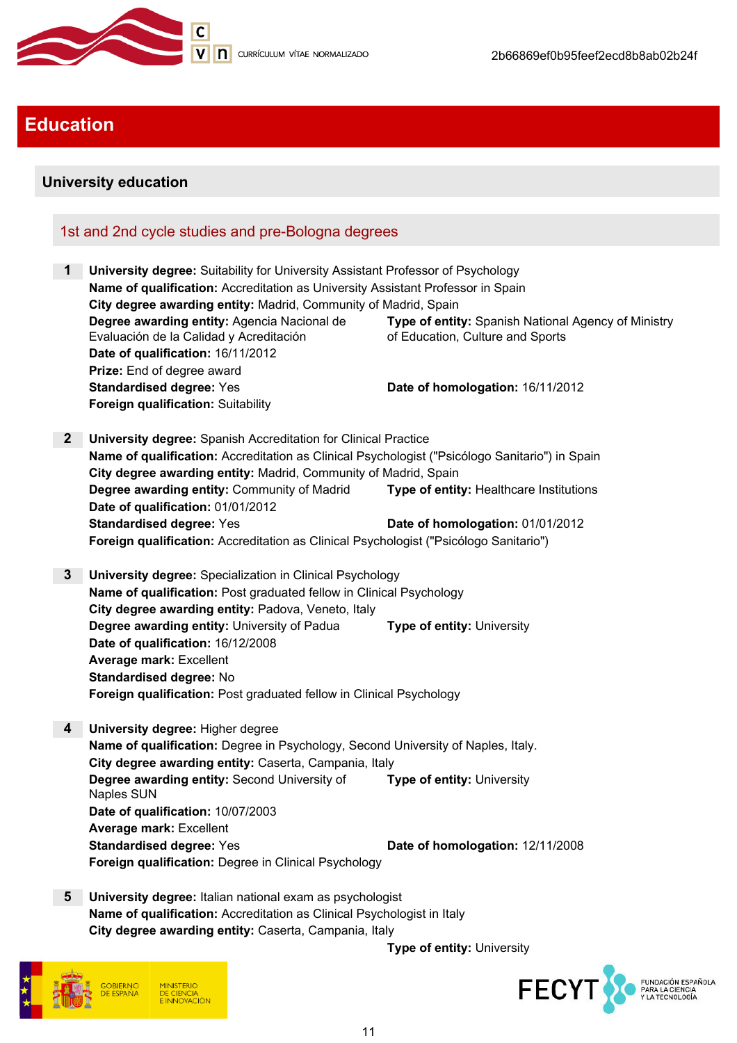# Education

## University education

### 1st and 2nd cycle studies and pre-Bologna degrees

**1** **University degree:** Suitability for University Assistant Professor of Psychology
**Name of qualification:** Accreditation as University Assistant Professor in Spain
**City degree awarding entity:** Madrid, Community of Madrid, Spain
**Degree awarding entity:** Agencia Nacional de Evaluación de la Calidad y Acreditación
**Type of entity:** Spanish National Agency of Ministry of Education, Culture and Sports
**Date of qualification:** 16/11/2012
**Prize:** End of degree award
**Standardised degree:** Yes
**Date of homologation:** 16/11/2012
**Foreign qualification:** Suitability

**2** **University degree:** Spanish Accreditation for Clinical Practice
**Name of qualification:** Accreditation as Clinical Psychologist ("Psicólogo Sanitario") in Spain
**City degree awarding entity:** Madrid, Community of Madrid, Spain
**Degree awarding entity:** Community of Madrid
**Type of entity:** Healthcare Institutions
**Date of qualification:** 01/01/2012
**Standardised degree:** Yes
**Date of homologation:** 01/01/2012
**Foreign qualification:** Accreditation as Clinical Psychologist ("Psicólogo Sanitario")

**3** **University degree:** Specialization in Clinical Psychology
**Name of qualification:** Post graduated fellow in Clinical Psychology
**City degree awarding entity:** Padova, Veneto, Italy
**Degree awarding entity:** University of Padua
**Type of entity:** University
**Date of qualification:** 16/12/2008
**Average mark:** Excellent
**Standardised degree:** No
**Foreign qualification:** Post graduated fellow in Clinical Psychology

**4** **University degree:** Higher degree
**Name of qualification:** Degree in Psychology, Second University of Naples, Italy.
**City degree awarding entity:** Caserta, Campania, Italy
**Degree awarding entity:** Second University of Naples SUN
**Type of entity:** University
**Date of qualification:** 10/07/2003
**Average mark:** Excellent
**Standardised degree:** Yes
**Date of homologation:** 12/11/2008
**Foreign qualification:** Degree in Clinical Psychology

**5** **University degree:** Italian national exam as psychologist
**Name of qualification:** Accreditation as Clinical Psychologist in Italy
**City degree awarding entity:** Caserta, Campania, Italy
**Type of entity:** University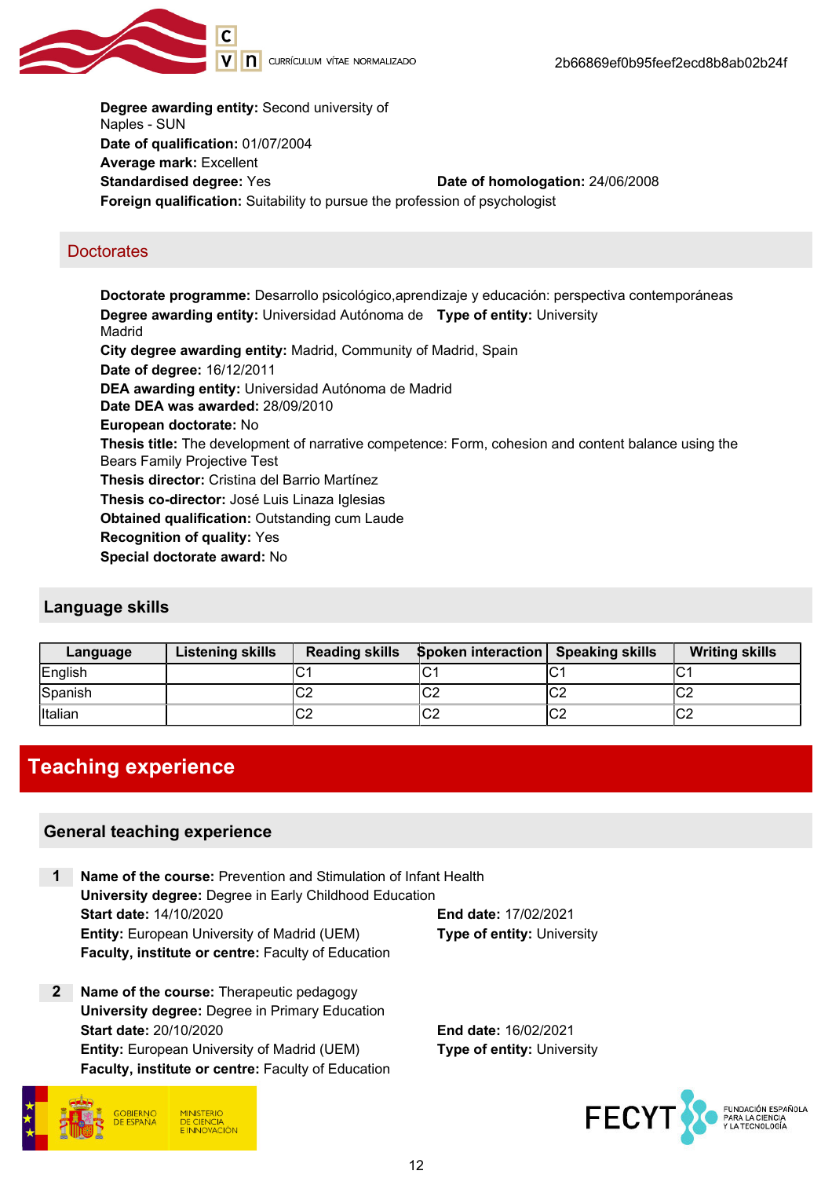**Degree awarding entity:** Second university of Naples - SUN
**Date of qualification:** 01/07/2004
**Average mark:** Excellent
**Standardised degree:** Yes **Date of homologation:** 24/06/2008
**Foreign qualification:** Suitability to pursue the profession of psychologist

### Doctorates

**Doctorate programme:** Desarrollo psicológico,aprendizaje y educación: perspectiva contemporáneas
**Degree awarding entity:** Universidad Autónoma de Madrid **Type of entity:** University
**City degree awarding entity:** Madrid, Community of Madrid, Spain
**Date of degree:** 16/12/2011
**DEA awarding entity:** Universidad Autónoma de Madrid
**Date DEA was awarded:** 28/09/2010
**European doctorate:** No
**Thesis title:** The development of narrative competence: Form, cohesion and content balance using the Bears Family Projective Test
**Thesis director:** Cristina del Barrio Martínez
**Thesis co-director:** José Luis Linaza Iglesias
**Obtained qualification:** Outstanding cum Laude
**Recognition of quality:** Yes
**Special doctorate award:** No

## Language skills

| Language | Listening skills | Reading skills | Spoken interaction | Speaking skills | Writing skills |
|---|---|---|---|---|---|
| English | | C1 | C1 | C1 | C1 |
| Spanish | | C2 | C2 | C2 | C2 |
| Italian | | C2 | C2 | C2 | C2 |

# Teaching experience

## General teaching experience

**1** **Name of the course:** Prevention and Stimulation of Infant Health
**University degree:** Degree in Early Childhood Education
**Start date:** 14/10/2020 **End date:** 17/02/2021
**Entity:** European University of Madrid (UEM) **Type of entity:** University
**Faculty, institute or centre:** Faculty of Education

**2** **Name of the course:** Therapeutic pedagogy
**University degree:** Degree in Primary Education
**Start date:** 20/10/2020 **End date:** 16/02/2021
**Entity:** European University of Madrid (UEM) **Type of entity:** University
**Faculty, institute or centre:** Faculty of Education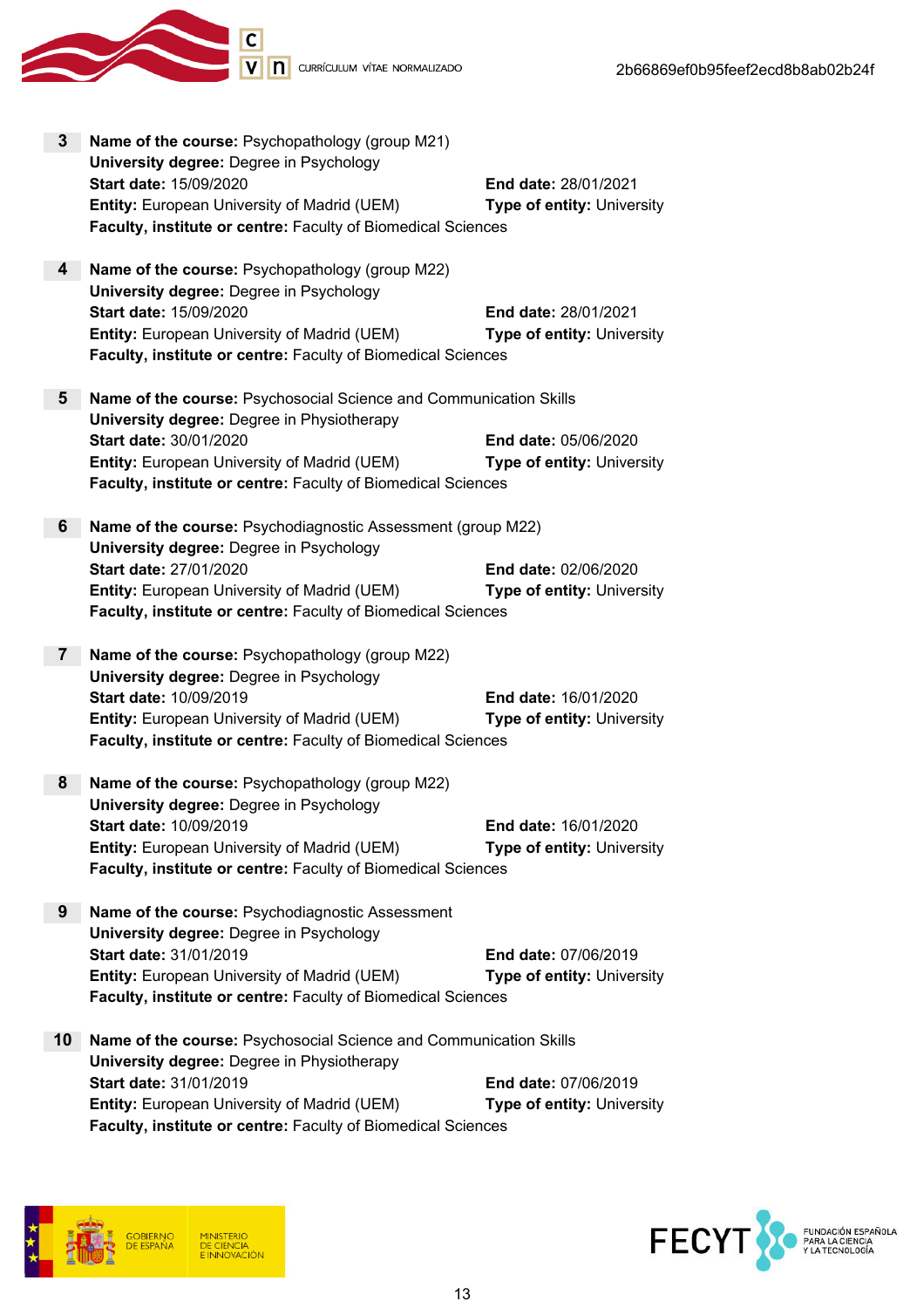**3** **Name of the course:** Psychopathology (group M21)
**University degree:** Degree in Psychology
**Start date:** 15/09/2020 **End date:** 28/01/2021
**Entity:** European University of Madrid (UEM) **Type of entity:** University
**Faculty, institute or centre:** Faculty of Biomedical Sciences

**4** **Name of the course:** Psychopathology (group M22)
**University degree:** Degree in Psychology
**Start date:** 15/09/2020 **End date:** 28/01/2021
**Entity:** European University of Madrid (UEM) **Type of entity:** University
**Faculty, institute or centre:** Faculty of Biomedical Sciences

**5** **Name of the course:** Psychosocial Science and Communication Skills
**University degree:** Degree in Physiotherapy
**Start date:** 30/01/2020 **End date:** 05/06/2020
**Entity:** European University of Madrid (UEM) **Type of entity:** University
**Faculty, institute or centre:** Faculty of Biomedical Sciences

**6** **Name of the course:** Psychodiagnostic Assessment (group M22)
**University degree:** Degree in Psychology
**Start date:** 27/01/2020 **End date:** 02/06/2020
**Entity:** European University of Madrid (UEM) **Type of entity:** University
**Faculty, institute or centre:** Faculty of Biomedical Sciences

**7** **Name of the course:** Psychopathology (group M22)
**University degree:** Degree in Psychology
**Start date:** 10/09/2019 **End date:** 16/01/2020
**Entity:** European University of Madrid (UEM) **Type of entity:** University
**Faculty, institute or centre:** Faculty of Biomedical Sciences

**8** **Name of the course:** Psychopathology (group M22)
**University degree:** Degree in Psychology
**Start date:** 10/09/2019 **End date:** 16/01/2020
**Entity:** European University of Madrid (UEM) **Type of entity:** University
**Faculty, institute or centre:** Faculty of Biomedical Sciences

**9** **Name of the course:** Psychodiagnostic Assessment
**University degree:** Degree in Psychology
**Start date:** 31/01/2019 **End date:** 07/06/2019
**Entity:** European University of Madrid (UEM) **Type of entity:** University
**Faculty, institute or centre:** Faculty of Biomedical Sciences

**10** **Name of the course:** Psychosocial Science and Communication Skills
**University degree:** Degree in Physiotherapy
**Start date:** 31/01/2019 **End date:** 07/06/2019
**Entity:** European University of Madrid (UEM) **Type of entity:** University
**Faculty, institute or centre:** Faculty of Biomedical Sciences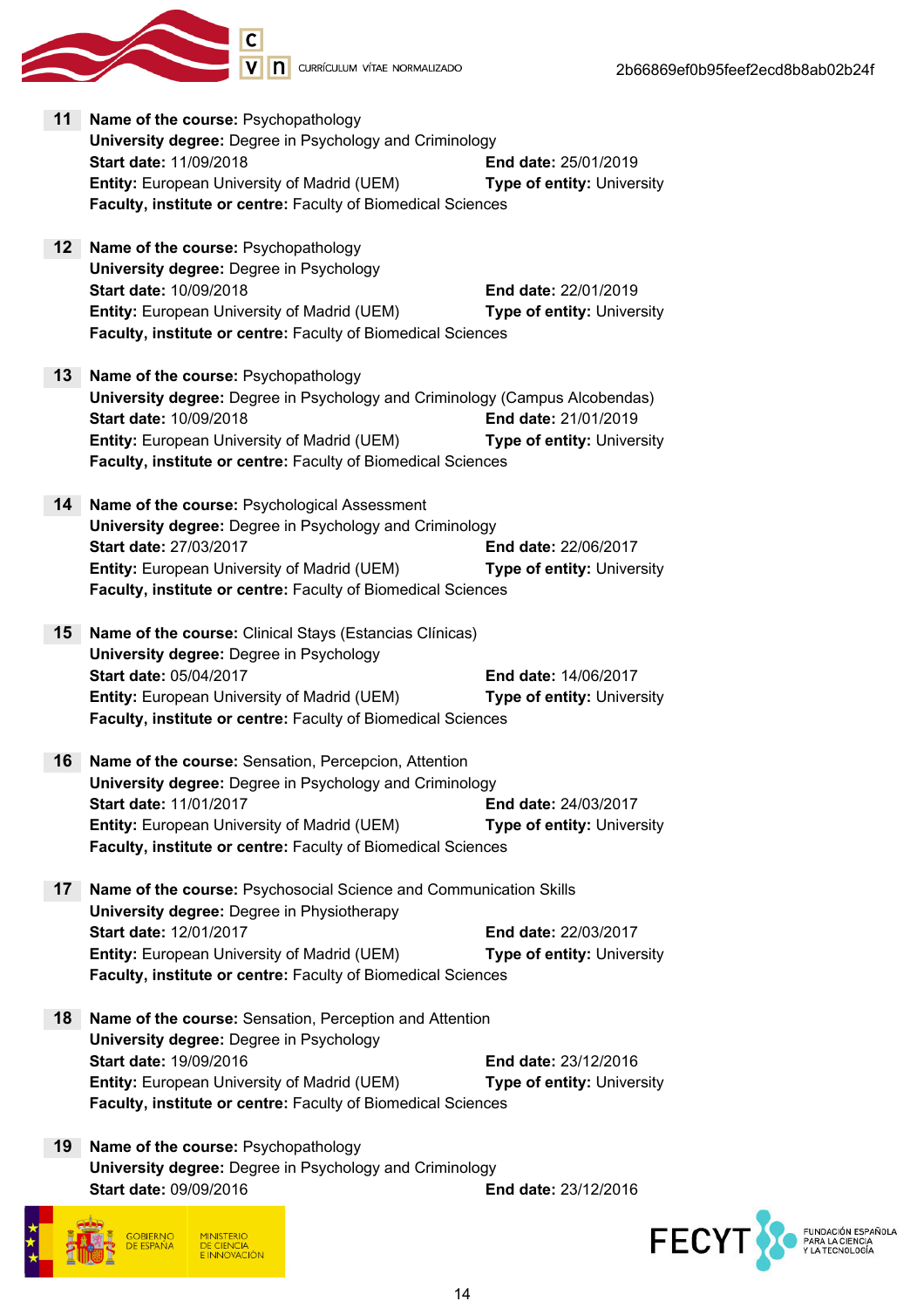**11** **Name of the course:** Psychopathology
**University degree:** Degree in Psychology and Criminology
**Start date:** 11/09/2018 **End date:** 25/01/2019
**Entity:** European University of Madrid (UEM) **Type of entity:** University
**Faculty, institute or centre:** Faculty of Biomedical Sciences

**12** **Name of the course:** Psychopathology
**University degree:** Degree in Psychology
**Start date:** 10/09/2018 **End date:** 22/01/2019
**Entity:** European University of Madrid (UEM) **Type of entity:** University
**Faculty, institute or centre:** Faculty of Biomedical Sciences

**13** **Name of the course:** Psychopathology
**University degree:** Degree in Psychology and Criminology (Campus Alcobendas)
**Start date:** 10/09/2018 **End date:** 21/01/2019
**Entity:** European University of Madrid (UEM) **Type of entity:** University
**Faculty, institute or centre:** Faculty of Biomedical Sciences

**14** **Name of the course:** Psychological Assessment
**University degree:** Degree in Psychology and Criminology
**Start date:** 27/03/2017 **End date:** 22/06/2017
**Entity:** European University of Madrid (UEM) **Type of entity:** University
**Faculty, institute or centre:** Faculty of Biomedical Sciences

**15** **Name of the course:** Clinical Stays (Estancias Clínicas)
**University degree:** Degree in Psychology
**Start date:** 05/04/2017 **End date:** 14/06/2017
**Entity:** European University of Madrid (UEM) **Type of entity:** University
**Faculty, institute or centre:** Faculty of Biomedical Sciences

**16** **Name of the course:** Sensation, Percepcion, Attention
**University degree:** Degree in Psychology and Criminology
**Start date:** 11/01/2017 **End date:** 24/03/2017
**Entity:** European University of Madrid (UEM) **Type of entity:** University
**Faculty, institute or centre:** Faculty of Biomedical Sciences

**17** **Name of the course:** Psychosocial Science and Communication Skills
**University degree:** Degree in Physiotherapy
**Start date:** 12/01/2017 **End date:** 22/03/2017
**Entity:** European University of Madrid (UEM) **Type of entity:** University
**Faculty, institute or centre:** Faculty of Biomedical Sciences

**18** **Name of the course:** Sensation, Perception and Attention
**University degree:** Degree in Psychology
**Start date:** 19/09/2016 **End date:** 23/12/2016
**Entity:** European University of Madrid (UEM) **Type of entity:** University
**Faculty, institute or centre:** Faculty of Biomedical Sciences

**19** **Name of the course:** Psychopathology
**University degree:** Degree in Psychology and Criminology
**Start date:** 09/09/2016 **End date:** 23/12/2016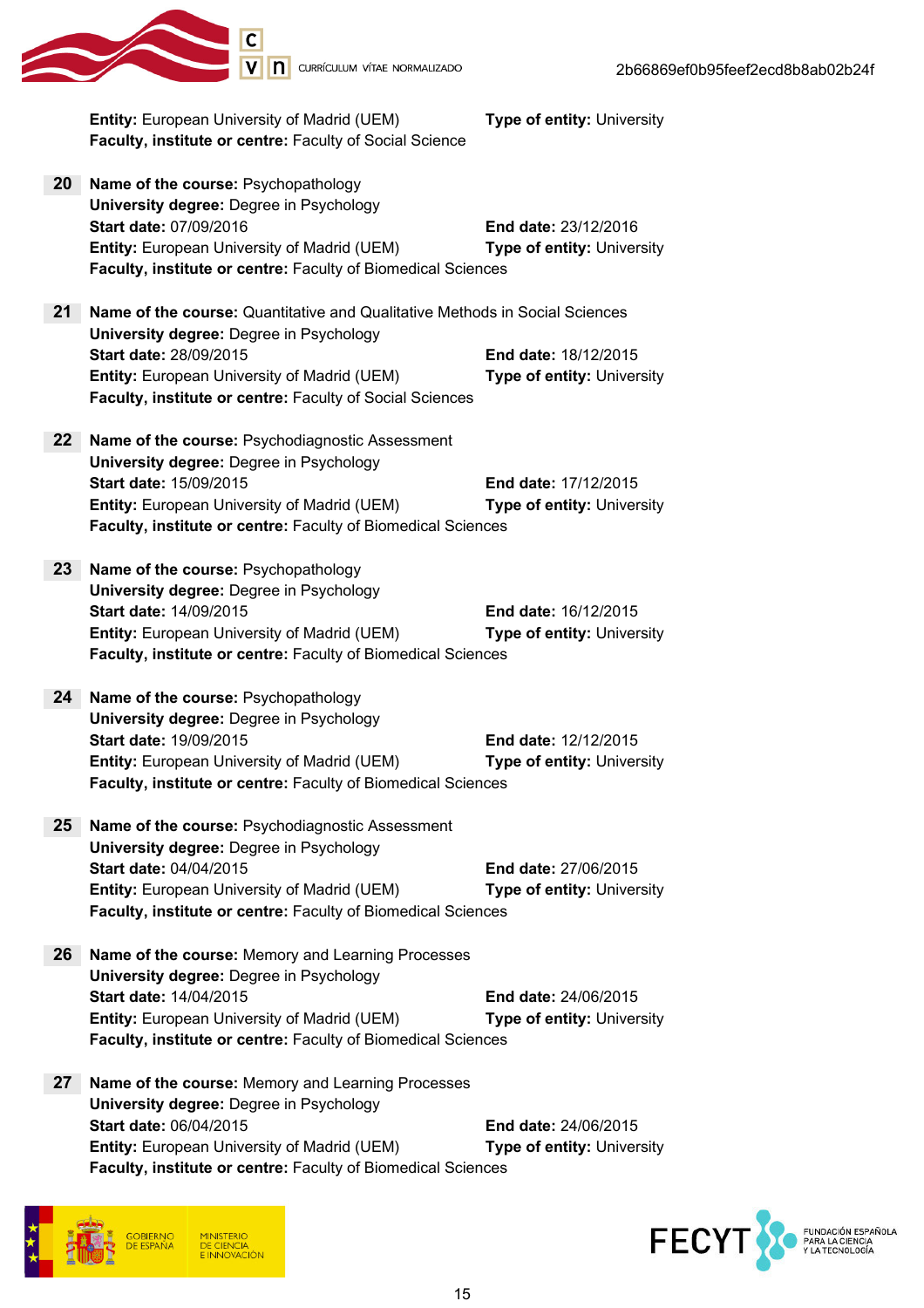**Entity:** European University of Madrid (UEM) **Type of entity:** University
**Faculty, institute or centre:** Faculty of Social Science

**20** **Name of the course:** Psychopathology
**University degree:** Degree in Psychology
**Start date:** 07/09/2016 **End date:** 23/12/2016
**Entity:** European University of Madrid (UEM) **Type of entity:** University
**Faculty, institute or centre:** Faculty of Biomedical Sciences

**21** **Name of the course:** Quantitative and Qualitative Methods in Social Sciences
**University degree:** Degree in Psychology
**Start date:** 28/09/2015 **End date:** 18/12/2015
**Entity:** European University of Madrid (UEM) **Type of entity:** University
**Faculty, institute or centre:** Faculty of Social Sciences

**22** **Name of the course:** Psychodiagnostic Assessment
**University degree:** Degree in Psychology
**Start date:** 15/09/2015 **End date:** 17/12/2015
**Entity:** European University of Madrid (UEM) **Type of entity:** University
**Faculty, institute or centre:** Faculty of Biomedical Sciences

**23** **Name of the course:** Psychopathology
**University degree:** Degree in Psychology
**Start date:** 14/09/2015 **End date:** 16/12/2015
**Entity:** European University of Madrid (UEM) **Type of entity:** University
**Faculty, institute or centre:** Faculty of Biomedical Sciences

**24** **Name of the course:** Psychopathology
**University degree:** Degree in Psychology
**Start date:** 19/09/2015 **End date:** 12/12/2015
**Entity:** European University of Madrid (UEM) **Type of entity:** University
**Faculty, institute or centre:** Faculty of Biomedical Sciences

**25** **Name of the course:** Psychodiagnostic Assessment
**University degree:** Degree in Psychology
**Start date:** 04/04/2015 **End date:** 27/06/2015
**Entity:** European University of Madrid (UEM) **Type of entity:** University
**Faculty, institute or centre:** Faculty of Biomedical Sciences

**26** **Name of the course:** Memory and Learning Processes
**University degree:** Degree in Psychology
**Start date:** 14/04/2015 **End date:** 24/06/2015
**Entity:** European University of Madrid (UEM) **Type of entity:** University
**Faculty, institute or centre:** Faculty of Biomedical Sciences

**27** **Name of the course:** Memory and Learning Processes
**University degree:** Degree in Psychology
**Start date:** 06/04/2015 **End date:** 24/06/2015
**Entity:** European University of Madrid (UEM) **Type of entity:** University
**Faculty, institute or centre:** Faculty of Biomedical Sciences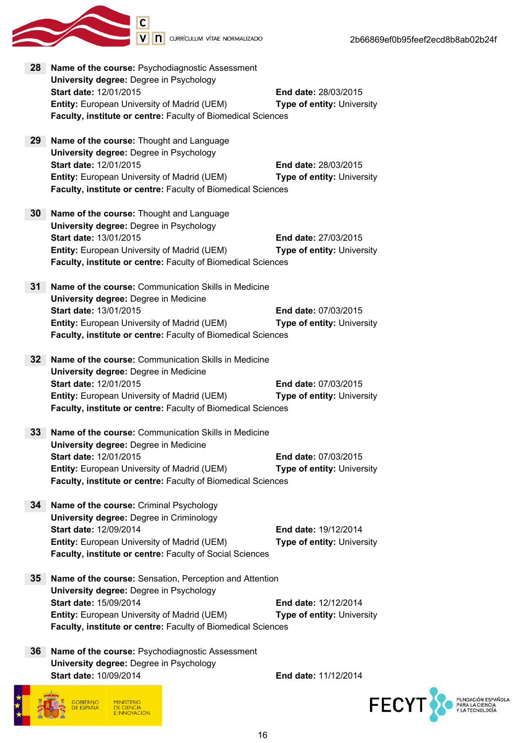**28** **Name of the course:** Psychodiagnostic Assessment
**University degree:** Degree in Psychology
**Start date:** 12/01/2015 **End date:** 28/03/2015
**Entity:** European University of Madrid (UEM) **Type of entity:** University
**Faculty, institute or centre:** Faculty of Biomedical Sciences

**29** **Name of the course:** Thought and Language
**University degree:** Degree in Psychology
**Start date:** 12/01/2015 **End date:** 28/03/2015
**Entity:** European University of Madrid (UEM) **Type of entity:** University
**Faculty, institute or centre:** Faculty of Biomedical Sciences

**30** **Name of the course:** Thought and Language
**University degree:** Degree in Psychology
**Start date:** 13/01/2015 **End date:** 27/03/2015
**Entity:** European University of Madrid (UEM) **Type of entity:** University
**Faculty, institute or centre:** Faculty of Biomedical Sciences

**31** **Name of the course:** Communication Skills in Medicine
**University degree:** Degree in Medicine
**Start date:** 13/01/2015 **End date:** 07/03/2015
**Entity:** European University of Madrid (UEM) **Type of entity:** University
**Faculty, institute or centre:** Faculty of Biomedical Sciences

**32** **Name of the course:** Communication Skills in Medicine
**University degree:** Degree in Medicine
**Start date:** 12/01/2015 **End date:** 07/03/2015
**Entity:** European University of Madrid (UEM) **Type of entity:** University
**Faculty, institute or centre:** Faculty of Biomedical Sciences

**33** **Name of the course:** Communication Skills in Medicine
**University degree:** Degree in Medicine
**Start date:** 12/01/2015 **End date:** 07/03/2015
**Entity:** European University of Madrid (UEM) **Type of entity:** University
**Faculty, institute or centre:** Faculty of Biomedical Sciences

**34** **Name of the course:** Criminal Psychology
**University degree:** Degree in Criminology
**Start date:** 12/09/2014 **End date:** 19/12/2014
**Entity:** European University of Madrid (UEM) **Type of entity:** University
**Faculty, institute or centre:** Faculty of Social Sciences

**35** **Name of the course:** Sensation, Perception and Attention
**University degree:** Degree in Psychology
**Start date:** 15/09/2014 **End date:** 12/12/2014
**Entity:** European University of Madrid (UEM) **Type of entity:** University
**Faculty, institute or centre:** Faculty of Biomedical Sciences

**36** **Name of the course:** Psychodiagnostic Assessment
**University degree:** Degree in Psychology
**Start date:** 10/09/2014 **End date:** 11/12/2014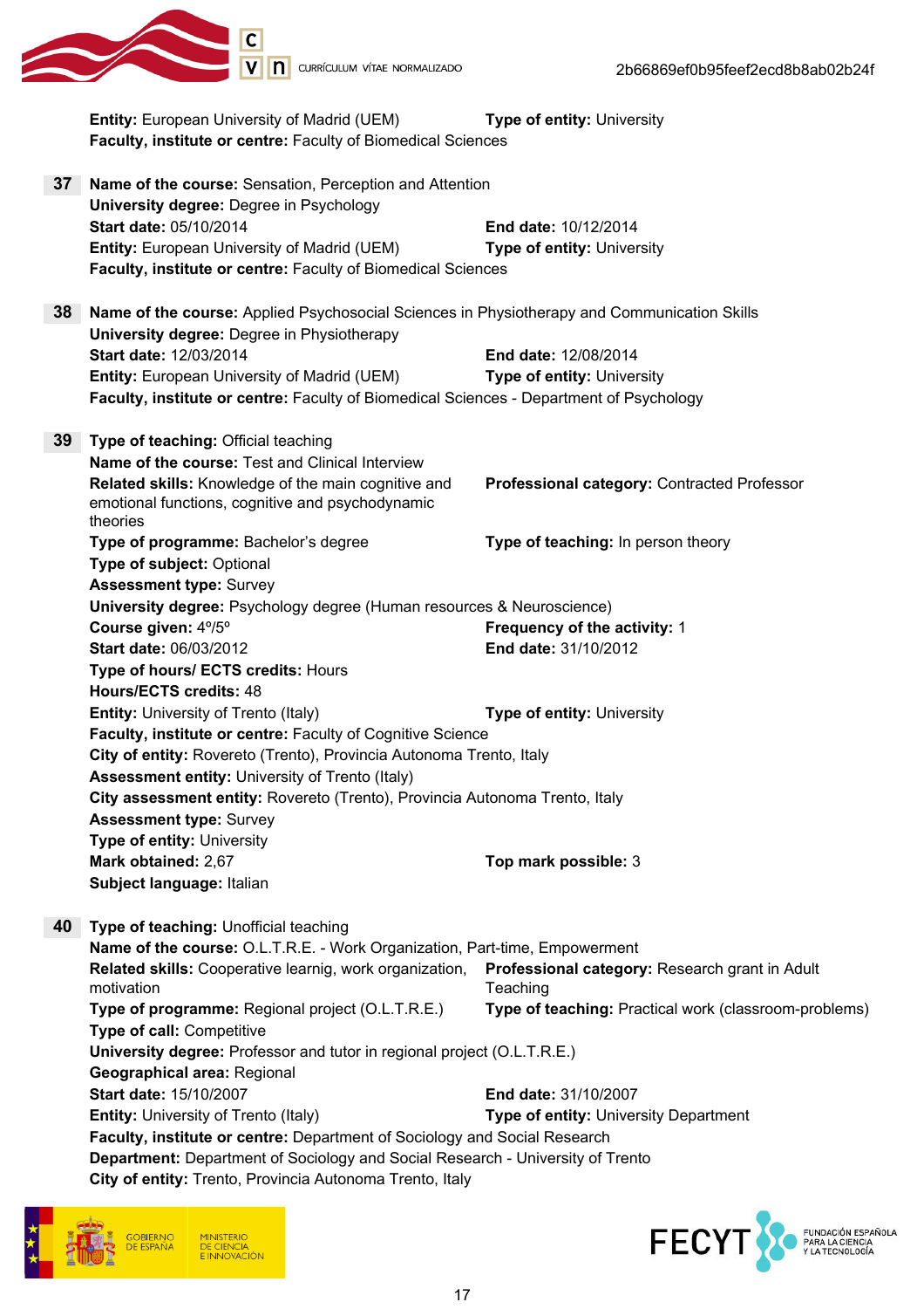**Entity:** European University of Madrid (UEM) **Type of entity:** University
**Faculty, institute or centre:** Faculty of Biomedical Sciences

**37** **Name of the course:** Sensation, Perception and Attention
**University degree:** Degree in Psychology
**Start date:** 05/10/2014 **End date:** 10/12/2014
**Entity:** European University of Madrid (UEM) **Type of entity:** University
**Faculty, institute or centre:** Faculty of Biomedical Sciences

**38** **Name of the course:** Applied Psychosocial Sciences in Physiotherapy and Communication Skills
**University degree:** Degree in Physiotherapy
**Start date:** 12/03/2014 **End date:** 12/08/2014
**Entity:** European University of Madrid (UEM) **Type of entity:** University
**Faculty, institute or centre:** Faculty of Biomedical Sciences - Department of Psychology

**39** **Type of teaching:** Official teaching
**Name of the course:** Test and Clinical Interview
**Related skills:** Knowledge of the main cognitive and emotional functions, cognitive and psychodynamic theories
**Professional category:** Contracted Professor
**Type of programme:** Bachelor's degree **Type of teaching:** In person theory
**Type of subject:** Optional
**Assessment type:** Survey
**University degree:** Psychology degree (Human resources & Neuroscience)
**Course given:** 4º/5º **Frequency of the activity:** 1
**Start date:** 06/03/2012 **End date:** 31/10/2012
**Type of hours/ ECTS credits:** Hours
**Hours/ECTS credits:** 48
**Entity:** University of Trento (Italy) **Type of entity:** University
**Faculty, institute or centre:** Faculty of Cognitive Science
**City of entity:** Rovereto (Trento), Provincia Autonoma Trento, Italy
**Assessment entity:** University of Trento (Italy)
**City assessment entity:** Rovereto (Trento), Provincia Autonoma Trento, Italy
**Assessment type:** Survey
**Type of entity:** University
**Mark obtained:** 2,67 **Top mark possible:** 3
**Subject language:** Italian

**40** **Type of teaching:** Unofficial teaching
**Name of the course:** O.L.T.R.E. - Work Organization, Part-time, Empowerment
**Related skills:** Cooperative learnig, work organization, motivation
**Professional category:** Research grant in Adult Teaching
**Type of programme:** Regional project (O.L.T.R.E.) **Type of teaching:** Practical work (classroom-problems)
**Type of call:** Competitive
**University degree:** Professor and tutor in regional project (O.L.T.R.E.)
**Geographical area:** Regional
**Start date:** 15/10/2007 **End date:** 31/10/2007
**Entity:** University of Trento (Italy) **Type of entity:** University Department
**Faculty, institute or centre:** Department of Sociology and Social Research
**Department:** Department of Sociology and Social Research - University of Trento
**City of entity:** Trento, Provincia Autonoma Trento, Italy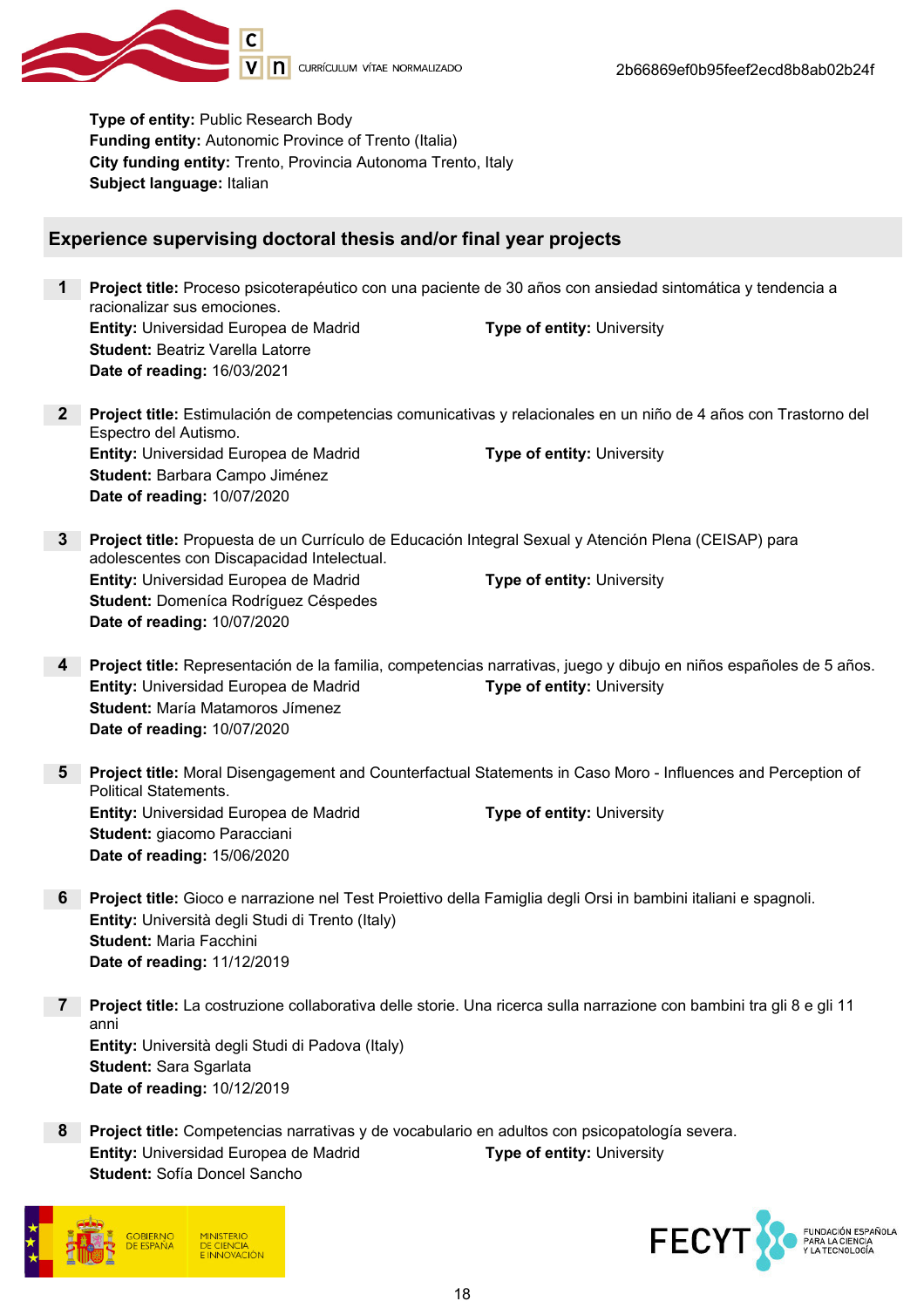**Type of entity:** Public Research Body
**Funding entity:** Autonomic Province of Trento (Italia)
**City funding entity:** Trento, Provincia Autonoma Trento, Italy
**Subject language:** Italian

## Experience supervising doctoral thesis and/or final year projects

1. **Project title:** Proceso psicoterapéutico con una paciente de 30 años con ansiedad sintomática y tendencia a racionalizar sus emociones.
   **Entity:** Universidad Europea de Madrid **Type of entity:** University
   **Student:** Beatriz Varella Latorre
   **Date of reading:** 16/03/2021

2. **Project title:** Estimulación de competencias comunicativas y relacionales en un niño de 4 años con Trastorno del Espectro del Autismo.
   **Entity:** Universidad Europea de Madrid **Type of entity:** University
   **Student:** Barbara Campo Jiménez
   **Date of reading:** 10/07/2020

3. **Project title:** Propuesta de un Currículo de Educación Integral Sexual y Atención Plena (CEISAP) para adolescentes con Discapacidad Intelectual.
   **Entity:** Universidad Europea de Madrid **Type of entity:** University
   **Student:** Domeníca Rodríguez Céspedes
   **Date of reading:** 10/07/2020

4. **Project title:** Representación de la familia, competencias narrativas, juego y dibujo en niños españoles de 5 años.
   **Entity:** Universidad Europea de Madrid **Type of entity:** University
   **Student:** María Matamoros Jímenez
   **Date of reading:** 10/07/2020

5. **Project title:** Moral Disengagement and Counterfactual Statements in Caso Moro - Influences and Perception of Political Statements.
   **Entity:** Universidad Europea de Madrid **Type of entity:** University
   **Student:** giacomo Paracciani
   **Date of reading:** 15/06/2020

6. **Project title:** Gioco e narrazione nel Test Proiettivo della Famiglia degli Orsi in bambini italiani e spagnoli.
   **Entity:** Università degli Studi di Trento (Italy)
   **Student:** Maria Facchini
   **Date of reading:** 11/12/2019

7. **Project title:** La costruzione collaborativa delle storie. Una ricerca sulla narrazione con bambini tra gli 8 e gli 11 anni
   **Entity:** Università degli Studi di Padova (Italy)
   **Student:** Sara Sgarlata
   **Date of reading:** 10/12/2019

8. **Project title:** Competencias narrativas y de vocabulario en adultos con psicopatología severa.
   **Entity:** Universidad Europea de Madrid **Type of entity:** University
   **Student:** Sofía Doncel Sancho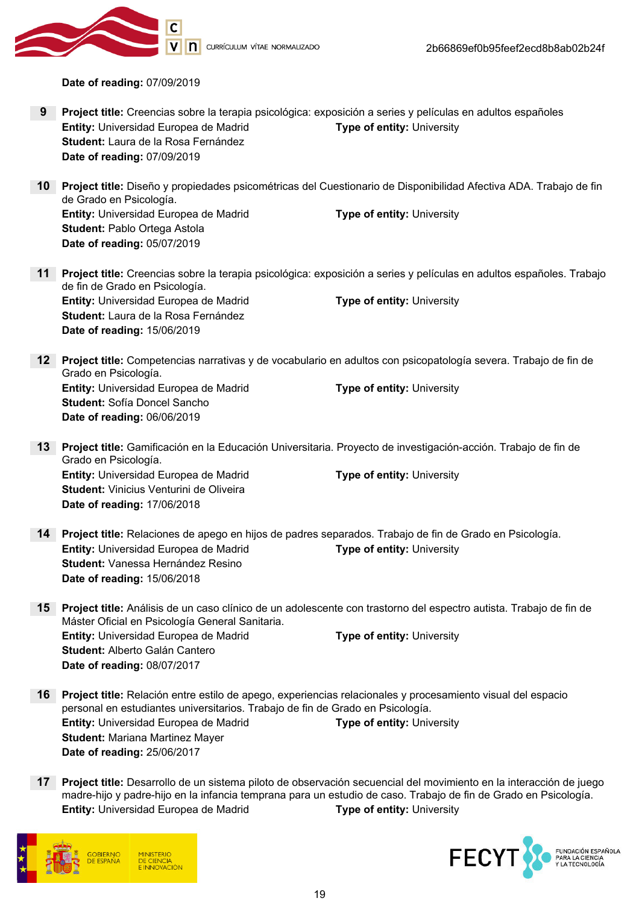**Date of reading:** 07/09/2019

**9** **Project title:** Creencias sobre la terapia psicológica: exposición a series y películas en adultos españoles
**Entity:** Universidad Europea de Madrid **Type of entity:** University
**Student:** Laura de la Rosa Fernández
**Date of reading:** 07/09/2019

**10** **Project title:** Diseño y propiedades psicométricas del Cuestionario de Disponibilidad Afectiva ADA. Trabajo de fin de Grado en Psicología.
**Entity:** Universidad Europea de Madrid **Type of entity:** University
**Student:** Pablo Ortega Astola
**Date of reading:** 05/07/2019

**11** **Project title:** Creencias sobre la terapia psicológica: exposición a series y películas en adultos españoles. Trabajo de fin de Grado en Psicología.
**Entity:** Universidad Europea de Madrid **Type of entity:** University
**Student:** Laura de la Rosa Fernández
**Date of reading:** 15/06/2019

**12** **Project title:** Competencias narrativas y de vocabulario en adultos con psicopatología severa. Trabajo de fin de Grado en Psicología.
**Entity:** Universidad Europea de Madrid **Type of entity:** University
**Student:** Sofía Doncel Sancho
**Date of reading:** 06/06/2019

**13** **Project title:** Gamificación en la Educación Universitaria. Proyecto de investigación-acción. Trabajo de fin de Grado en Psicología.
**Entity:** Universidad Europea de Madrid **Type of entity:** University
**Student:** Vinicius Venturini de Oliveira
**Date of reading:** 17/06/2018

**14** **Project title:** Relaciones de apego en hijos de padres separados. Trabajo de fin de Grado en Psicología.
**Entity:** Universidad Europea de Madrid **Type of entity:** University
**Student:** Vanessa Hernández Resino
**Date of reading:** 15/06/2018

**15** **Project title:** Análisis de un caso clínico de un adolescente con trastorno del espectro autista. Trabajo de fin de Máster Oficial en Psicología General Sanitaria.
**Entity:** Universidad Europea de Madrid **Type of entity:** University
**Student:** Alberto Galán Cantero
**Date of reading:** 08/07/2017

**16** **Project title:** Relación entre estilo de apego, experiencias relacionales y procesamiento visual del espacio personal en estudiantes universitarios. Trabajo de fin de Grado en Psicología.
**Entity:** Universidad Europea de Madrid **Type of entity:** University
**Student:** Mariana Martinez Mayer
**Date of reading:** 25/06/2017

**17** **Project title:** Desarrollo de un sistema piloto de observación secuencial del movimiento en la interacción de juego madre-hijo y padre-hijo en la infancia temprana para un estudio de caso. Trabajo de fin de Grado en Psicología.
**Entity:** Universidad Europea de Madrid **Type of entity:** University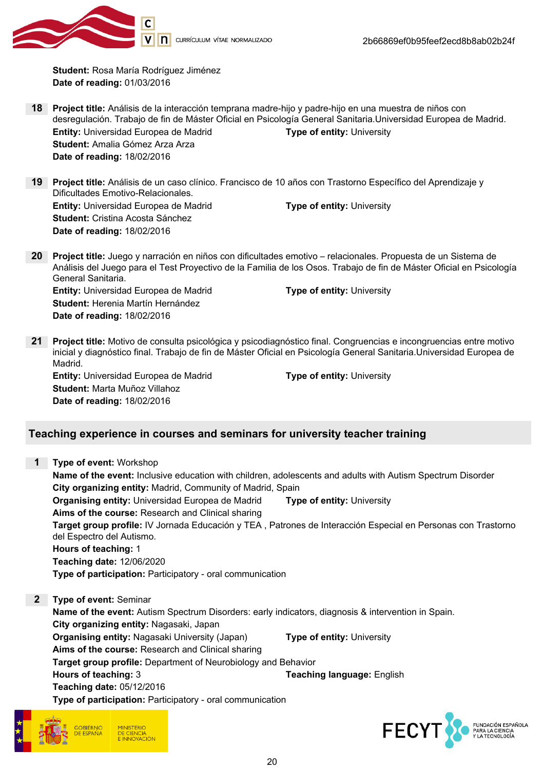**Student:** Rosa María Rodríguez Jiménez
**Date of reading:** 01/03/2016

**18** **Project title:** Análisis de la interacción temprana madre-hijo y padre-hijo en una muestra de niños con desregulación. Trabajo de fin de Máster Oficial en Psicología General Sanitaria.Universidad Europea de Madrid.
**Entity:** Universidad Europea de Madrid **Type of entity:** University
**Student:** Amalia Gómez Arza Arza
**Date of reading:** 18/02/2016

**19** **Project title:** Análisis de un caso clínico. Francisco de 10 años con Trastorno Específico del Aprendizaje y Dificultades Emotivo-Relacionales.
**Entity:** Universidad Europea de Madrid **Type of entity:** University
**Student:** Cristina Acosta Sánchez
**Date of reading:** 18/02/2016

**20** **Project title:** Juego y narración en niños con dificultades emotivo – relacionales. Propuesta de un Sistema de Análisis del Juego para el Test Proyectivo de la Familia de los Osos. Trabajo de fin de Máster Oficial en Psicología General Sanitaria.
**Entity:** Universidad Europea de Madrid **Type of entity:** University
**Student:** Herenia Martín Hernández
**Date of reading:** 18/02/2016

**21** **Project title:** Motivo de consulta psicológica y psicodiagnóstico final. Congruencias e incongruencias entre motivo inicial y diagnóstico final. Trabajo de fin de Máster Oficial en Psicología General Sanitaria.Universidad Europea de Madrid.
**Entity:** Universidad Europea de Madrid **Type of entity:** University
**Student:** Marta Muñoz Villahoz
**Date of reading:** 18/02/2016

## Teaching experience in courses and seminars for university teacher training

**1** **Type of event:** Workshop
**Name of the event:** Inclusive education with children, adolescents and adults with Autism Spectrum Disorder
**City organizing entity:** Madrid, Community of Madrid, Spain
**Organising entity:** Universidad Europea de Madrid **Type of entity:** University
**Aims of the course:** Research and Clinical sharing
**Target group profile:** IV Jornada Educación y TEA , Patrones de Interacción Especial en Personas con Trastorno del Espectro del Autismo.
**Hours of teaching:** 1
**Teaching date:** 12/06/2020
**Type of participation:** Participatory - oral communication

**2** **Type of event:** Seminar
**Name of the event:** Autism Spectrum Disorders: early indicators, diagnosis & intervention in Spain.
**City organizing entity:** Nagasaki, Japan
**Organising entity:** Nagasaki University (Japan) **Type of entity:** University
**Aims of the course:** Research and Clinical sharing
**Target group profile:** Department of Neurobiology and Behavior
**Hours of teaching:** 3 **Teaching language:** English
**Teaching date:** 05/12/2016
**Type of participation:** Participatory - oral communication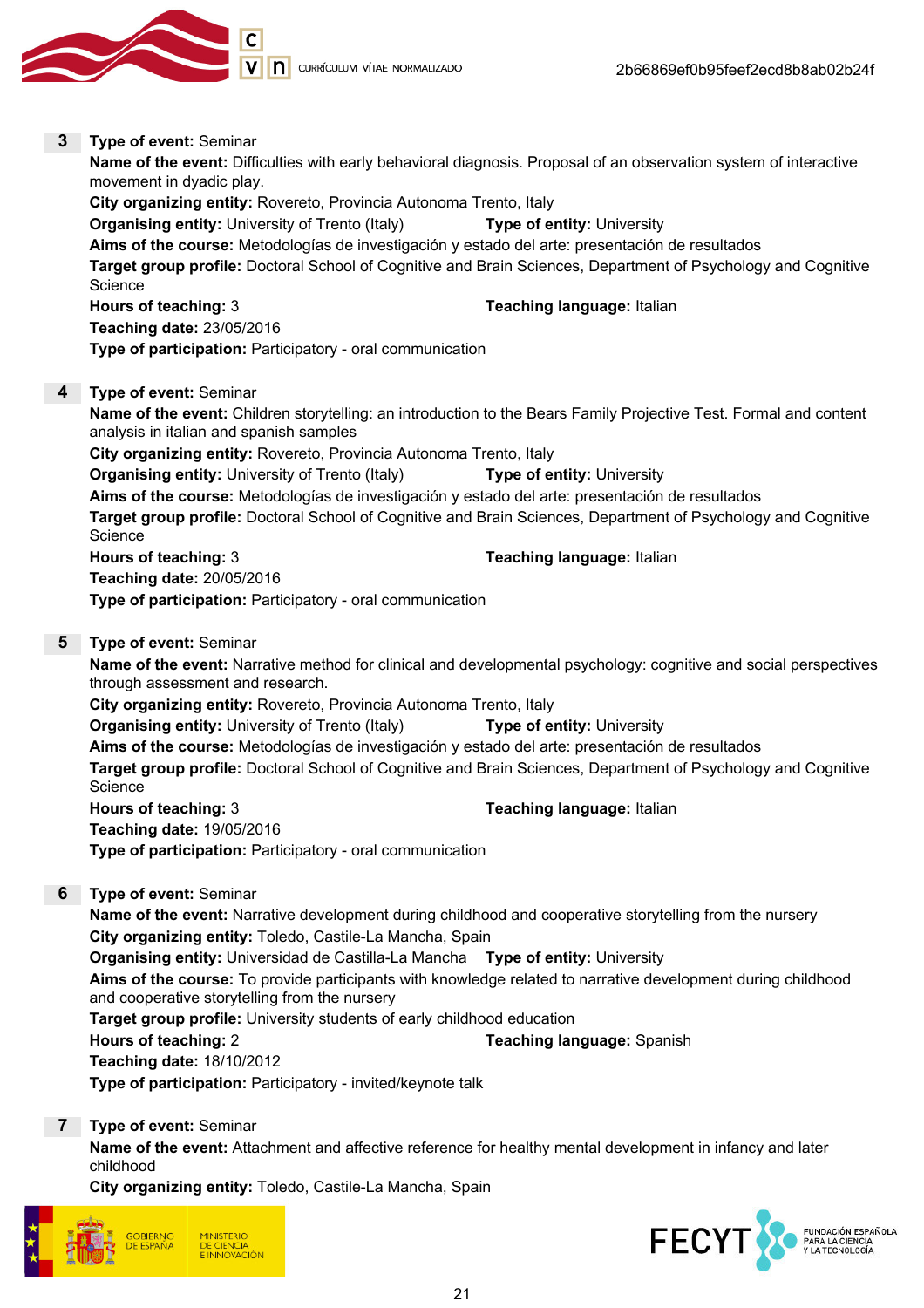**3** **Type of event:** Seminar
**Name of the event:** Difficulties with early behavioral diagnosis. Proposal of an observation system of interactive movement in dyadic play.
**City organizing entity:** Rovereto, Provincia Autonoma Trento, Italy
**Organising entity:** University of Trento (Italy) **Type of entity:** University
**Aims of the course:** Metodologías de investigación y estado del arte: presentación de resultados
**Target group profile:** Doctoral School of Cognitive and Brain Sciences, Department of Psychology and Cognitive Science
**Hours of teaching:** 3 **Teaching language:** Italian
**Teaching date:** 23/05/2016
**Type of participation:** Participatory - oral communication

**4** **Type of event:** Seminar
**Name of the event:** Children storytelling: an introduction to the Bears Family Projective Test. Formal and content analysis in italian and spanish samples
**City organizing entity:** Rovereto, Provincia Autonoma Trento, Italy
**Organising entity:** University of Trento (Italy) **Type of entity:** University
**Aims of the course:** Metodologías de investigación y estado del arte: presentación de resultados
**Target group profile:** Doctoral School of Cognitive and Brain Sciences, Department of Psychology and Cognitive Science
**Hours of teaching:** 3 **Teaching language:** Italian
**Teaching date:** 20/05/2016
**Type of participation:** Participatory - oral communication

**5** **Type of event:** Seminar
**Name of the event:** Narrative method for clinical and developmental psychology: cognitive and social perspectives through assessment and research.
**City organizing entity:** Rovereto, Provincia Autonoma Trento, Italy
**Organising entity:** University of Trento (Italy) **Type of entity:** University
**Aims of the course:** Metodologías de investigación y estado del arte: presentación de resultados
**Target group profile:** Doctoral School of Cognitive and Brain Sciences, Department of Psychology and Cognitive Science
**Hours of teaching:** 3 **Teaching language:** Italian
**Teaching date:** 19/05/2016
**Type of participation:** Participatory - oral communication

**6** **Type of event:** Seminar
**Name of the event:** Narrative development during childhood and cooperative storytelling from the nursery
**City organizing entity:** Toledo, Castile-La Mancha, Spain
**Organising entity:** Universidad de Castilla-La Mancha **Type of entity:** University
**Aims of the course:** To provide participants with knowledge related to narrative development during childhood and cooperative storytelling from the nursery
**Target group profile:** University students of early childhood education
**Hours of teaching:** 2 **Teaching language:** Spanish
**Teaching date:** 18/10/2012
**Type of participation:** Participatory - invited/keynote talk

**7** **Type of event:** Seminar
**Name of the event:** Attachment and affective reference for healthy mental development in infancy and later childhood
**City organizing entity:** Toledo, Castile-La Mancha, Spain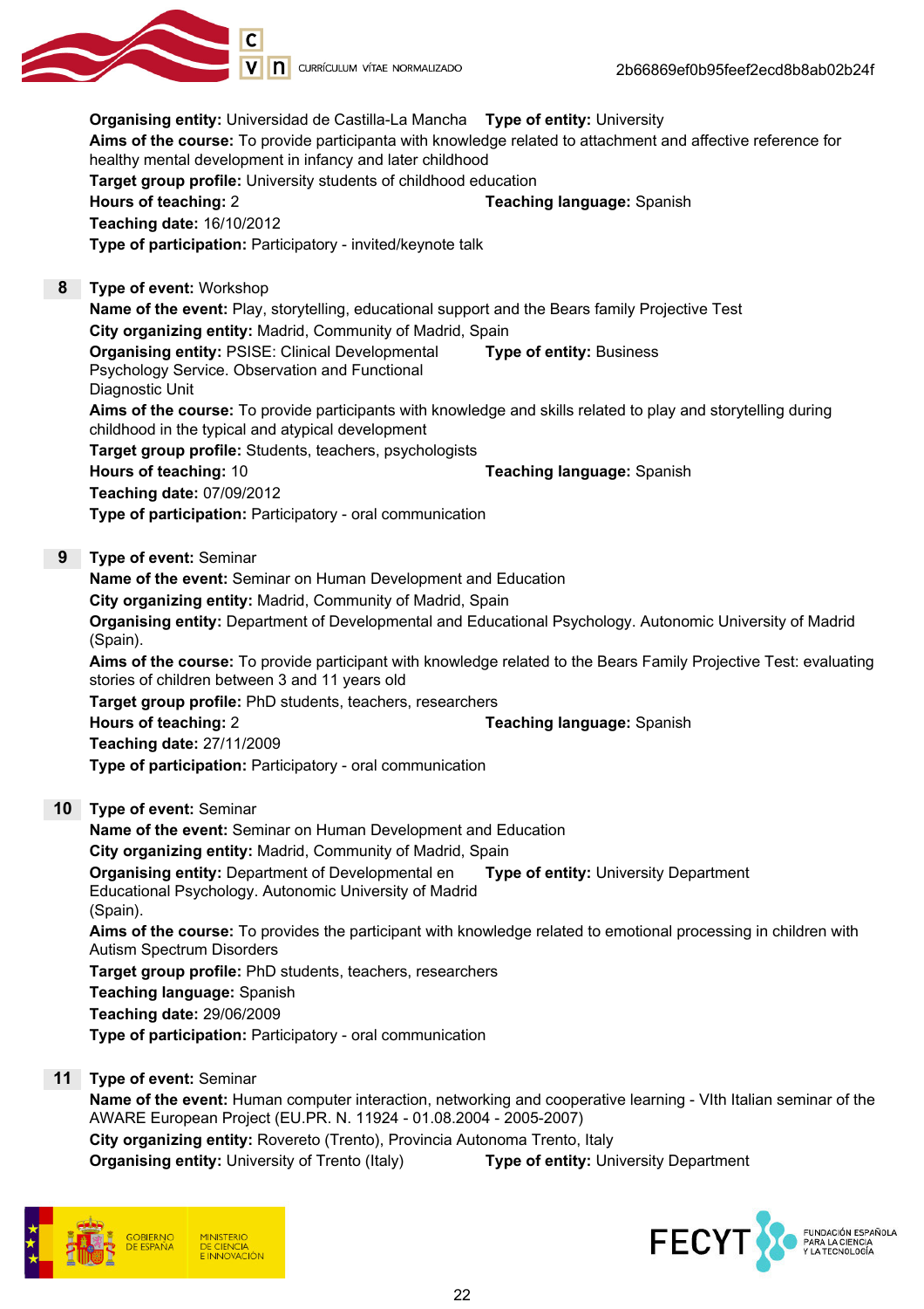**Organising entity:** Universidad de Castilla-La Mancha **Type of entity:** University
**Aims of the course:** To provide participanta with knowledge related to attachment and affective reference for healthy mental development in infancy and later childhood
**Target group profile:** University students of childhood education
**Hours of teaching:** 2 **Teaching language:** Spanish
**Teaching date:** 16/10/2012
**Type of participation:** Participatory - invited/keynote talk

**8** **Type of event:** Workshop
**Name of the event:** Play, storytelling, educational support and the Bears family Projective Test
**City organizing entity:** Madrid, Community of Madrid, Spain
**Organising entity:** PSISE: Clinical Developmental Psychology Service. Observation and Functional Diagnostic Unit **Type of entity:** Business
**Aims of the course:** To provide participants with knowledge and skills related to play and storytelling during childhood in the typical and atypical development
**Target group profile:** Students, teachers, psychologists
**Hours of teaching:** 10 **Teaching language:** Spanish
**Teaching date:** 07/09/2012
**Type of participation:** Participatory - oral communication

**9** **Type of event:** Seminar
**Name of the event:** Seminar on Human Development and Education
**City organizing entity:** Madrid, Community of Madrid, Spain
**Organising entity:** Department of Developmental and Educational Psychology. Autonomic University of Madrid (Spain).
**Aims of the course:** To provide participant with knowledge related to the Bears Family Projective Test: evaluating stories of children between 3 and 11 years old
**Target group profile:** PhD students, teachers, researchers
**Hours of teaching:** 2 **Teaching language:** Spanish
**Teaching date:** 27/11/2009
**Type of participation:** Participatory - oral communication

**10** **Type of event:** Seminar
**Name of the event:** Seminar on Human Development and Education
**City organizing entity:** Madrid, Community of Madrid, Spain
**Organising entity:** Department of Developmental en Educational Psychology. Autonomic University of Madrid (Spain). **Type of entity:** University Department
**Aims of the course:** To provides the participant with knowledge related to emotional processing in children with Autism Spectrum Disorders
**Target group profile:** PhD students, teachers, researchers
**Teaching language:** Spanish
**Teaching date:** 29/06/2009
**Type of participation:** Participatory - oral communication

**11** **Type of event:** Seminar
**Name of the event:** Human computer interaction, networking and cooperative learning - VIth Italian seminar of the AWARE European Project (EU.PR. N. 11924 - 01.08.2004 - 2005-2007)
**City organizing entity:** Rovereto (Trento), Provincia Autonoma Trento, Italy
**Organising entity:** University of Trento (Italy) **Type of entity:** University Department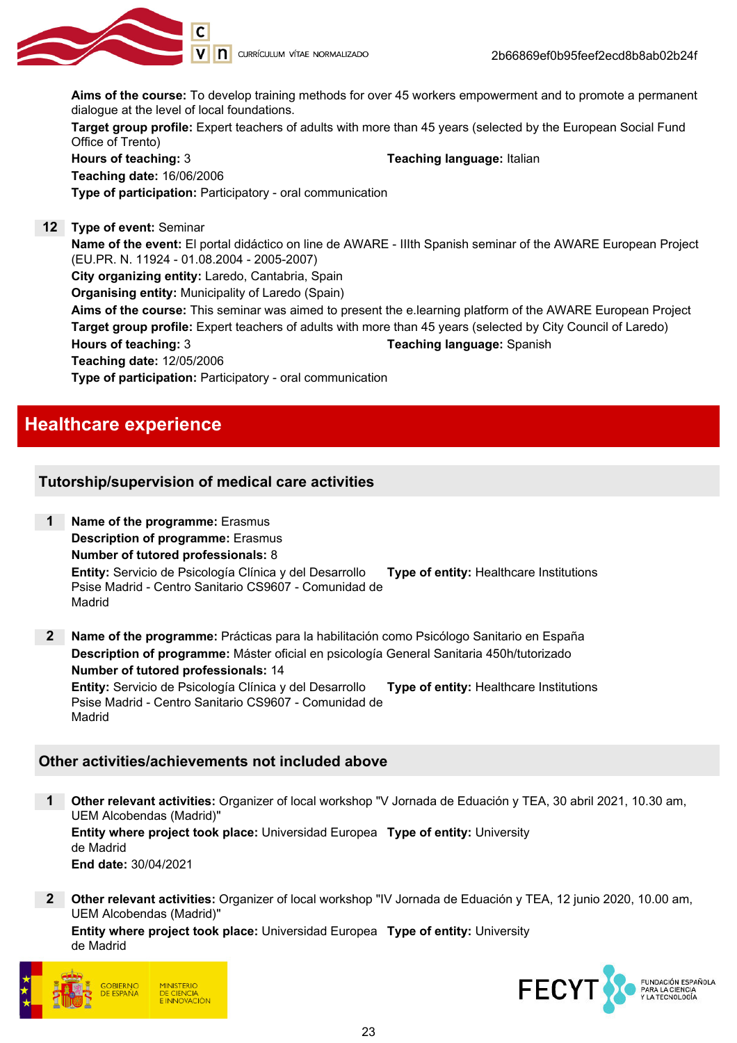**Aims of the course:** To develop training methods for over 45 workers empowerment and to promote a permanent dialogue at the level of local foundations.
**Target group profile:** Expert teachers of adults with more than 45 years (selected by the European Social Fund Office of Trento)
**Hours of teaching:** 3 **Teaching language:** Italian
**Teaching date:** 16/06/2006
**Type of participation:** Participatory - oral communication

**12** **Type of event:** Seminar
**Name of the event:** El portal didáctico on line de AWARE - IIIth Spanish seminar of the AWARE European Project (EU.PR. N. 11924 - 01.08.2004 - 2005-2007)
**City organizing entity:** Laredo, Cantabria, Spain
**Organising entity:** Municipality of Laredo (Spain)
**Aims of the course:** This seminar was aimed to present the e.learning platform of the AWARE European Project
**Target group profile:** Expert teachers of adults with more than 45 years (selected by City Council of Laredo)
**Hours of teaching:** 3 **Teaching language:** Spanish
**Teaching date:** 12/05/2006
**Type of participation:** Participatory - oral communication

# Healthcare experience

## Tutorship/supervision of medical care activities

**1** **Name of the programme:** Erasmus
**Description of programme:** Erasmus
**Number of tutored professionals:** 8
**Entity:** Servicio de Psicología Clínica y del Desarrollo Psise Madrid - Centro Sanitario CS9607 - Comunidad de Madrid **Type of entity:** Healthcare Institutions

**2** **Name of the programme:** Prácticas para la habilitación como Psicólogo Sanitario en España
**Description of programme:** Máster oficial en psicología General Sanitaria 450h/tutorizado
**Number of tutored professionals:** 14
**Entity:** Servicio de Psicología Clínica y del Desarrollo Psise Madrid - Centro Sanitario CS9607 - Comunidad de Madrid **Type of entity:** Healthcare Institutions

## Other activities/achievements not included above

**1** **Other relevant activities:** Organizer of local workshop "V Jornada de Eduación y TEA, 30 abril 2021, 10.30 am, UEM Alcobendas (Madrid)"
**Entity where project took place:** Universidad Europea de Madrid **Type of entity:** University
**End date:** 30/04/2021

**2** **Other relevant activities:** Organizer of local workshop "IV Jornada de Eduación y TEA, 12 junio 2020, 10.00 am, UEM Alcobendas (Madrid)"
**Entity where project took place:** Universidad Europea de Madrid **Type of entity:** University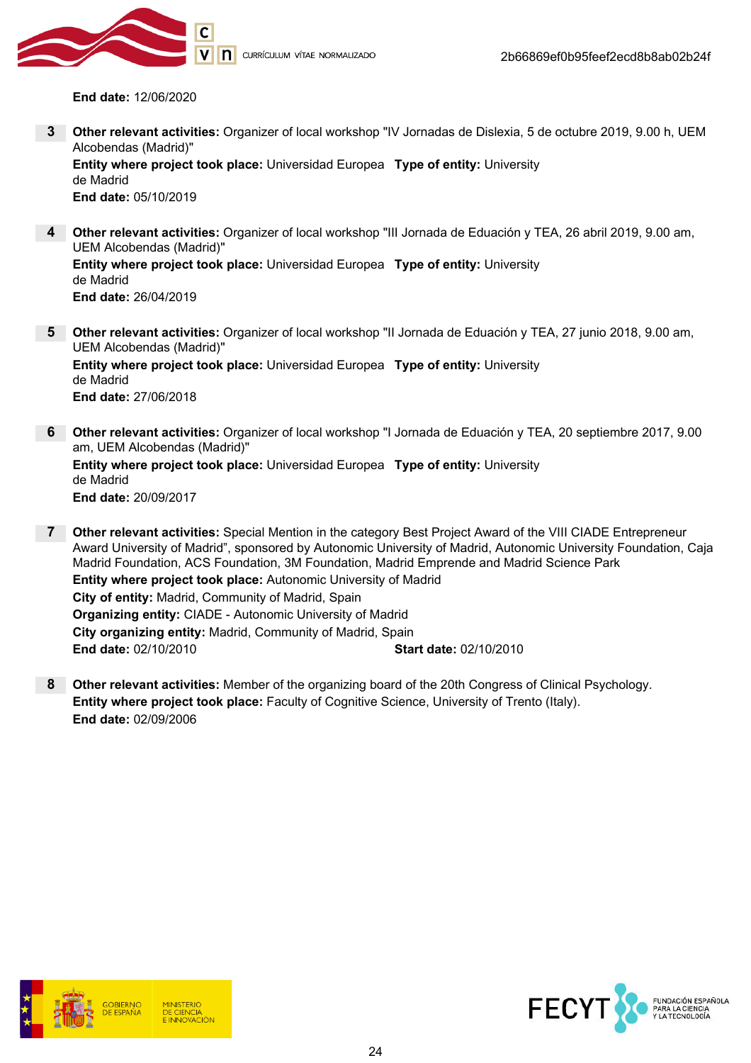**End date:** 12/06/2020

3 **Other relevant activities:** Organizer of local workshop "IV Jornadas de Dislexia, 5 de octubre 2019, 9.00 h, UEM Alcobendas (Madrid)"
**Entity where project took place:** Universidad Europea de Madrid **Type of entity:** University
**End date:** 05/10/2019

4 **Other relevant activities:** Organizer of local workshop "III Jornada de Eduación y TEA, 26 abril 2019, 9.00 am, UEM Alcobendas (Madrid)"
**Entity where project took place:** Universidad Europea de Madrid **Type of entity:** University
**End date:** 26/04/2019

5 **Other relevant activities:** Organizer of local workshop "II Jornada de Eduación y TEA, 27 junio 2018, 9.00 am, UEM Alcobendas (Madrid)"
**Entity where project took place:** Universidad Europea de Madrid **Type of entity:** University
**End date:** 27/06/2018

6 **Other relevant activities:** Organizer of local workshop "I Jornada de Eduación y TEA, 20 septiembre 2017, 9.00 am, UEM Alcobendas (Madrid)"
**Entity where project took place:** Universidad Europea de Madrid **Type of entity:** University
**End date:** 20/09/2017

7 **Other relevant activities:** Special Mention in the category Best Project Award of the VIII CIADE Entrepreneur Award University of Madrid", sponsored by Autonomic University of Madrid, Autonomic University Foundation, Caja Madrid Foundation, ACS Foundation, 3M Foundation, Madrid Emprende and Madrid Science Park
**Entity where project took place:** Autonomic University of Madrid
**City of entity:** Madrid, Community of Madrid, Spain
**Organizing entity:** CIADE - Autonomic University of Madrid
**City organizing entity:** Madrid, Community of Madrid, Spain
**End date:** 02/10/2010 **Start date:** 02/10/2010

8 **Other relevant activities:** Member of the organizing board of the 20th Congress of Clinical Psychology.
**Entity where project took place:** Faculty of Cognitive Science, University of Trento (Italy).
**End date:** 02/09/2006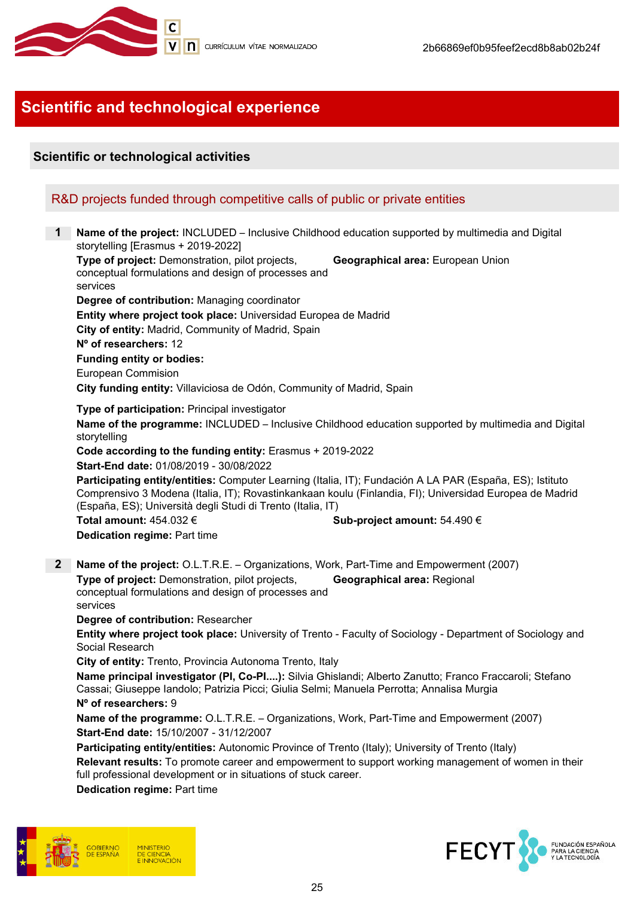# Scientific and technological experience

## Scientific or technological activities

### R&D projects funded through competitive calls of public or private entities

**1** **Name of the project:** INCLUDED – Inclusive Childhood education supported by multimedia and Digital storytelling [Erasmus + 2019-2022]
**Type of project:** Demonstration, pilot projects, conceptual formulations and design of processes and services
**Geographical area:** European Union
**Degree of contribution:** Managing coordinator
**Entity where project took place:** Universidad Europea de Madrid
**City of entity:** Madrid, Community of Madrid, Spain
**Nº of researchers:** 12
**Funding entity or bodies:**
European Commision
**City funding entity:** Villaviciosa de Odón, Community of Madrid, Spain

**Type of participation:** Principal investigator
**Name of the programme:** INCLUDED – Inclusive Childhood education supported by multimedia and Digital storytelling
**Code according to the funding entity:** Erasmus + 2019-2022
**Start-End date:** 01/08/2019 - 30/08/2022
**Participating entity/entities:** Computer Learning (Italia, IT); Fundación A LA PAR (España, ES); Istituto Comprensivo 3 Modena (Italia, IT); Rovastinkankaan koulu (Finlandia, FI); Universidad Europea de Madrid (España, ES); Università degli Studi di Trento (Italia, IT)
**Total amount:** 454.032 €
**Sub-project amount:** 54.490 €
**Dedication regime:** Part time

**2** **Name of the project:** O.L.T.R.E. – Organizations, Work, Part-Time and Empowerment (2007)
**Type of project:** Demonstration, pilot projects, conceptual formulations and design of processes and services
**Geographical area:** Regional
**Degree of contribution:** Researcher
**Entity where project took place:** University of Trento - Faculty of Sociology - Department of Sociology and Social Research
**City of entity:** Trento, Provincia Autonoma Trento, Italy
**Name principal investigator (PI, Co-PI....):** Silvia Ghislandi; Alberto Zanutto; Franco Fraccaroli; Stefano Cassai; Giuseppe Iandolo; Patrizia Picci; Giulia Selmi; Manuela Perrotta; Annalisa Murgia
**Nº of researchers:** 9
**Name of the programme:** O.L.T.R.E. – Organizations, Work, Part-Time and Empowerment (2007)
**Start-End date:** 15/10/2007 - 31/12/2007
**Participating entity/entities:** Autonomic Province of Trento (Italy); University of Trento (Italy)
**Relevant results:** To promote career and empowerment to support working management of women in their full professional development or in situations of stuck career.
**Dedication regime:** Part time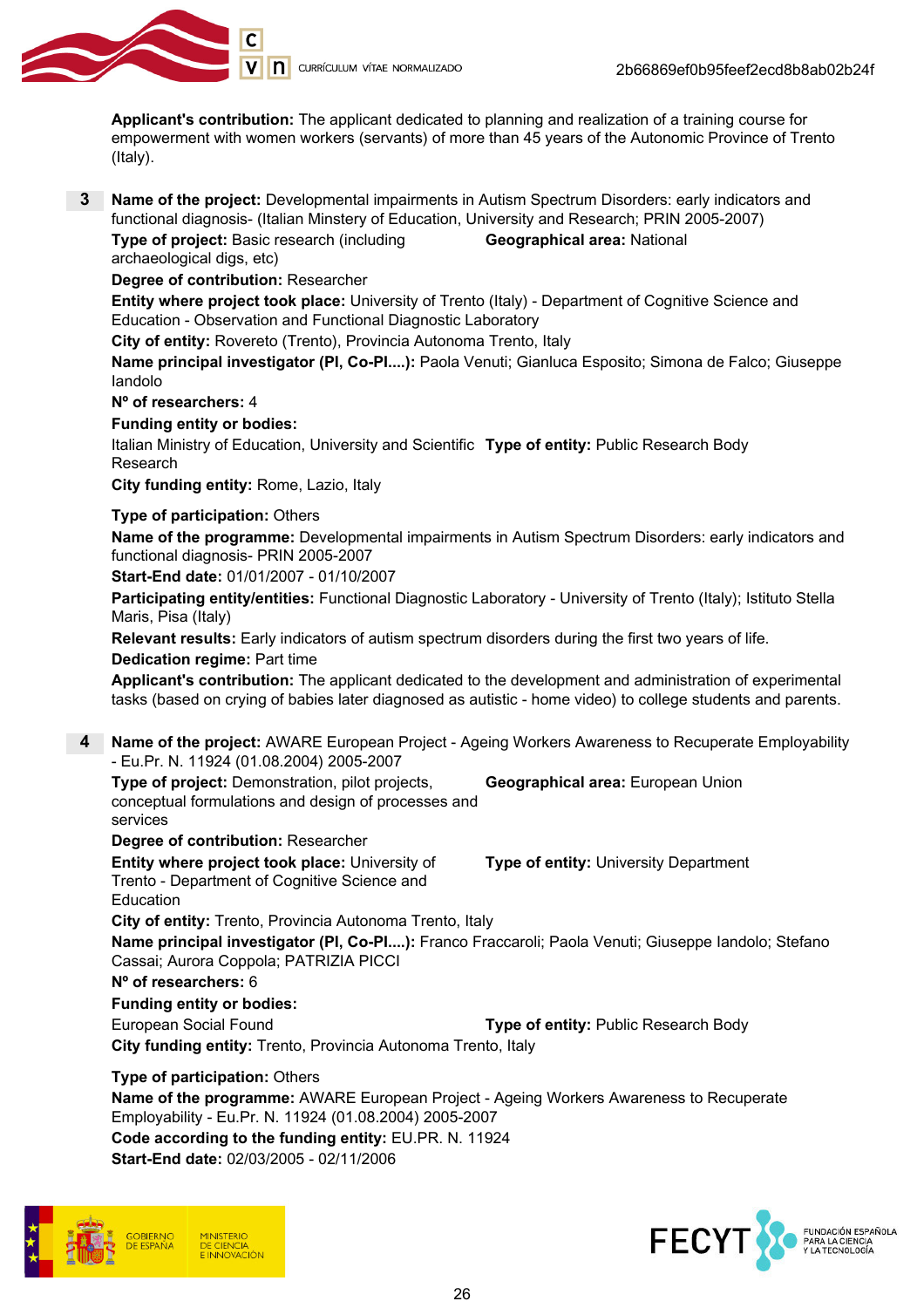**Applicant's contribution:** The applicant dedicated to planning and realization of a training course for empowerment with women workers (servants) of more than 45 years of the Autonomic Province of Trento (Italy).

**3** **Name of the project:** Developmental impairments in Autism Spectrum Disorders: early indicators and functional diagnosis- (Italian Minstery of Education, University and Research; PRIN 2005-2007)

**Type of project:** Basic research (including archaeological digs, etc)
**Geographical area:** National

**Degree of contribution:** Researcher

**Entity where project took place:** University of Trento (Italy) - Department of Cognitive Science and Education - Observation and Functional Diagnostic Laboratory

**City of entity:** Rovereto (Trento), Provincia Autonoma Trento, Italy

**Name principal investigator (PI, Co-PI....):** Paola Venuti; Gianluca Esposito; Simona de Falco; Giuseppe Iandolo

**Nº of researchers:** 4

**Funding entity or bodies:**

Italian Ministry of Education, University and Scientific Research
**Type of entity:** Public Research Body

**City funding entity:** Rome, Lazio, Italy

**Type of participation:** Others

**Name of the programme:** Developmental impairments in Autism Spectrum Disorders: early indicators and functional diagnosis- PRIN 2005-2007

**Start-End date:** 01/01/2007 - 01/10/2007

**Participating entity/entities:** Functional Diagnostic Laboratory - University of Trento (Italy); Istituto Stella Maris, Pisa (Italy)

**Relevant results:** Early indicators of autism spectrum disorders during the first two years of life.

**Dedication regime:** Part time

**Applicant's contribution:** The applicant dedicated to the development and administration of experimental tasks (based on crying of babies later diagnosed as autistic - home video) to college students and parents.

**4** **Name of the project:** AWARE European Project - Ageing Workers Awareness to Recuperate Employability - Eu.Pr. N. 11924 (01.08.2004) 2005-2007

**Type of project:** Demonstration, pilot projects, conceptual formulations and design of processes and services
**Geographical area:** European Union

**Degree of contribution:** Researcher

**Entity where project took place:** University of Trento - Department of Cognitive Science and Education
**Type of entity:** University Department

**City of entity:** Trento, Provincia Autonoma Trento, Italy

**Name principal investigator (PI, Co-PI....):** Franco Fraccaroli; Paola Venuti; Giuseppe Iandolo; Stefano Cassai; Aurora Coppola; PATRIZIA PICCI

**Nº of researchers:** 6

**Funding entity or bodies:**

European Social Found
**Type of entity:** Public Research Body

**City funding entity:** Trento, Provincia Autonoma Trento, Italy

**Type of participation:** Others

**Name of the programme:** AWARE European Project - Ageing Workers Awareness to Recuperate Employability - Eu.Pr. N. 11924 (01.08.2004) 2005-2007

**Code according to the funding entity:** EU.PR. N. 11924

**Start-End date:** 02/03/2005 - 02/11/2006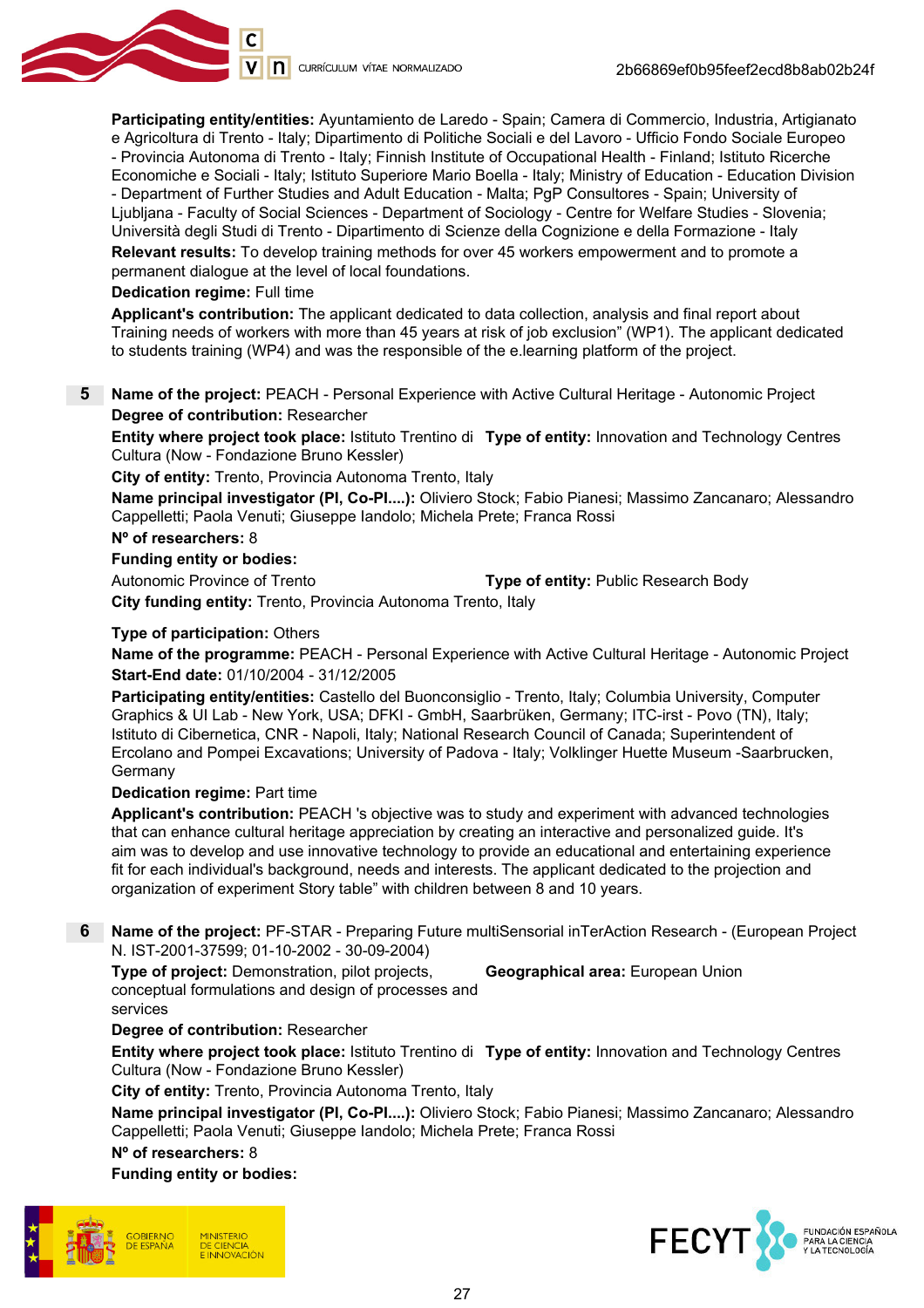**Participating entity/entities:** Ayuntamiento de Laredo - Spain; Camera di Commercio, Industria, Artigianato e Agricoltura di Trento - Italy; Dipartimento di Politiche Sociali e del Lavoro - Ufficio Fondo Sociale Europeo - Provincia Autonoma di Trento - Italy; Finnish Institute of Occupational Health - Finland; Istituto Ricerche Economiche e Sociali - Italy; Istituto Superiore Mario Boella - Italy; Ministry of Education - Education Division - Department of Further Studies and Adult Education - Malta; PgP Consultores - Spain; University of Ljubljana - Faculty of Social Sciences - Department of Sociology - Centre for Welfare Studies - Slovenia; Università degli Studi di Trento - Dipartimento di Scienze della Cognizione e della Formazione - Italy

**Relevant results:** To develop training methods for over 45 workers empowerment and to promote a permanent dialogue at the level of local foundations.

**Dedication regime:** Full time

**Applicant's contribution:** The applicant dedicated to data collection, analysis and final report about Training needs of workers with more than 45 years at risk of job exclusion" (WP1). The applicant dedicated to students training (WP4) and was the responsible of the e.learning platform of the project.

**5** **Name of the project:** PEACH - Personal Experience with Active Cultural Heritage - Autonomic Project

**Degree of contribution:** Researcher

**Entity where project took place:** Istituto Trentino di Cultura (Now - Fondazione Bruno Kessler) **Type of entity:** Innovation and Technology Centres

**City of entity:** Trento, Provincia Autonoma Trento, Italy

**Name principal investigator (PI, Co-PI....):** Oliviero Stock; Fabio Pianesi; Massimo Zancanaro; Alessandro Cappelletti; Paola Venuti; Giuseppe Iandolo; Michela Prete; Franca Rossi

**Nº of researchers:** 8

**Funding entity or bodies:**

Autonomic Province of Trento **Type of entity:** Public Research Body

**City funding entity:** Trento, Provincia Autonoma Trento, Italy

**Type of participation:** Others

**Name of the programme:** PEACH - Personal Experience with Active Cultural Heritage - Autonomic Project

**Start-End date:** 01/10/2004 - 31/12/2005

**Participating entity/entities:** Castello del Buonconsiglio - Trento, Italy; Columbia University, Computer Graphics & UI Lab - New York, USA; DFKI - GmbH, Saarbrüken, Germany; ITC-irst - Povo (TN), Italy; Istituto di Cibernetica, CNR - Napoli, Italy; National Research Council of Canada; Superintendent of Ercolano and Pompei Excavations; University of Padova - Italy; Volklinger Huette Museum -Saarbrucken, Germany

**Dedication regime:** Part time

**Applicant's contribution:** PEACH 's objective was to study and experiment with advanced technologies that can enhance cultural heritage appreciation by creating an interactive and personalized guide. It's aim was to develop and use innovative technology to provide an educational and entertaining experience fit for each individual's background, needs and interests. The applicant dedicated to the projection and organization of experiment Story table" with children between 8 and 10 years.

**6** **Name of the project:** PF-STAR - Preparing Future multiSensorial inTerAction Research - (European Project N. IST-2001-37599; 01-10-2002 - 30-09-2004)

**Type of project:** Demonstration, pilot projects, conceptual formulations and design of processes and services **Geographical area:** European Union

**Degree of contribution:** Researcher

**Entity where project took place:** Istituto Trentino di Cultura (Now - Fondazione Bruno Kessler) **Type of entity:** Innovation and Technology Centres

**City of entity:** Trento, Provincia Autonoma Trento, Italy

**Name principal investigator (PI, Co-PI....):** Oliviero Stock; Fabio Pianesi; Massimo Zancanaro; Alessandro Cappelletti; Paola Venuti; Giuseppe Iandolo; Michela Prete; Franca Rossi

**Nº of researchers:** 8

**Funding entity or bodies:**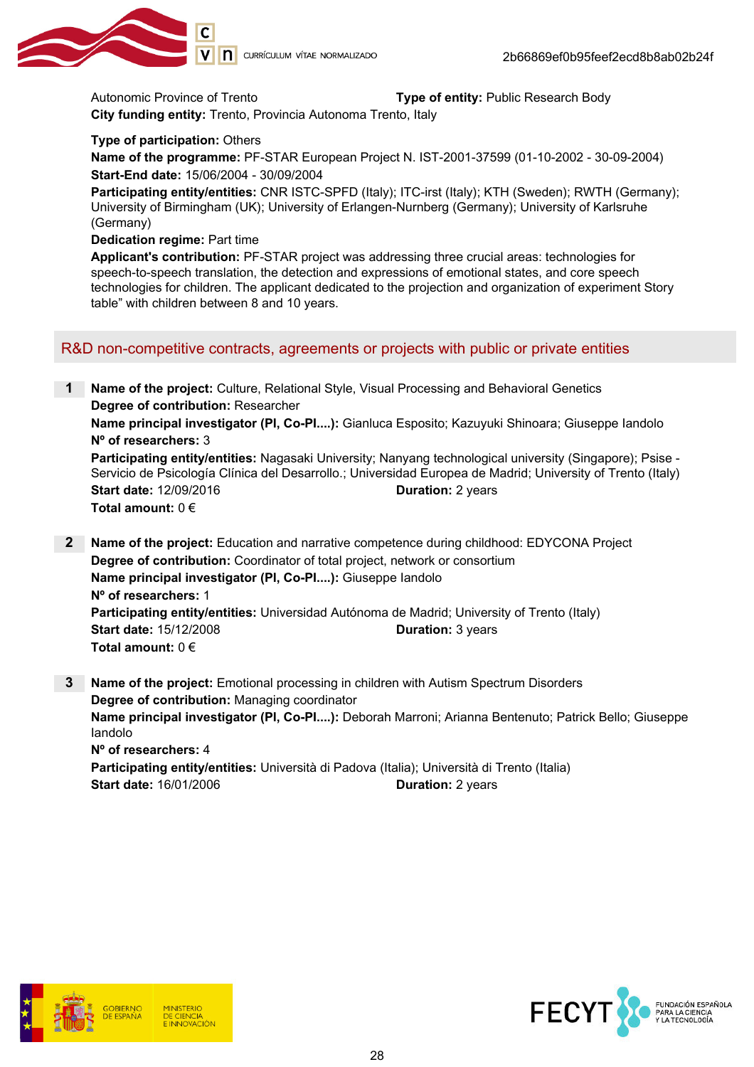Autonomic Province of Trento **Type of entity:** Public Research Body
**City funding entity:** Trento, Provincia Autonoma Trento, Italy

**Type of participation:** Others
**Name of the programme:** PF-STAR European Project N. IST-2001-37599 (01-10-2002 - 30-09-2004)
**Start-End date:** 15/06/2004 - 30/09/2004
**Participating entity/entities:** CNR ISTC-SPFD (Italy); ITC-irst (Italy); KTH (Sweden); RWTH (Germany); University of Birmingham (UK); University of Erlangen-Nurnberg (Germany); University of Karlsruhe (Germany)
**Dedication regime:** Part time
**Applicant's contribution:** PF-STAR project was addressing three crucial areas: technologies for speech-to-speech translation, the detection and expressions of emotional states, and core speech technologies for children. The applicant dedicated to the projection and organization of experiment Story table" with children between 8 and 10 years.

## R&D non-competitive contracts, agreements or projects with public or private entities

**1** **Name of the project:** Culture, Relational Style, Visual Processing and Behavioral Genetics
**Degree of contribution:** Researcher
**Name principal investigator (PI, Co-PI....):** Gianluca Esposito; Kazuyuki Shinoara; Giuseppe Iandolo
**Nº of researchers:** 3
**Participating entity/entities:** Nagasaki University; Nanyang technological university (Singapore); Psise - Servicio de Psicología Clínica del Desarrollo.; Universidad Europea de Madrid; University of Trento (Italy)
**Start date:** 12/09/2016 **Duration:** 2 years
**Total amount:** 0 €

**2** **Name of the project:** Education and narrative competence during childhood: EDYCONA Project
**Degree of contribution:** Coordinator of total project, network or consortium
**Name principal investigator (PI, Co-PI....):** Giuseppe Iandolo
**Nº of researchers:** 1
**Participating entity/entities:** Universidad Autónoma de Madrid; University of Trento (Italy)
**Start date:** 15/12/2008 **Duration:** 3 years
**Total amount:** 0 €

**3** **Name of the project:** Emotional processing in children with Autism Spectrum Disorders
**Degree of contribution:** Managing coordinator
**Name principal investigator (PI, Co-PI....):** Deborah Marroni; Arianna Bentenuto; Patrick Bello; Giuseppe Iandolo
**Nº of researchers:** 4
**Participating entity/entities:** Università di Padova (Italia); Università di Trento (Italia)
**Start date:** 16/01/2006 **Duration:** 2 years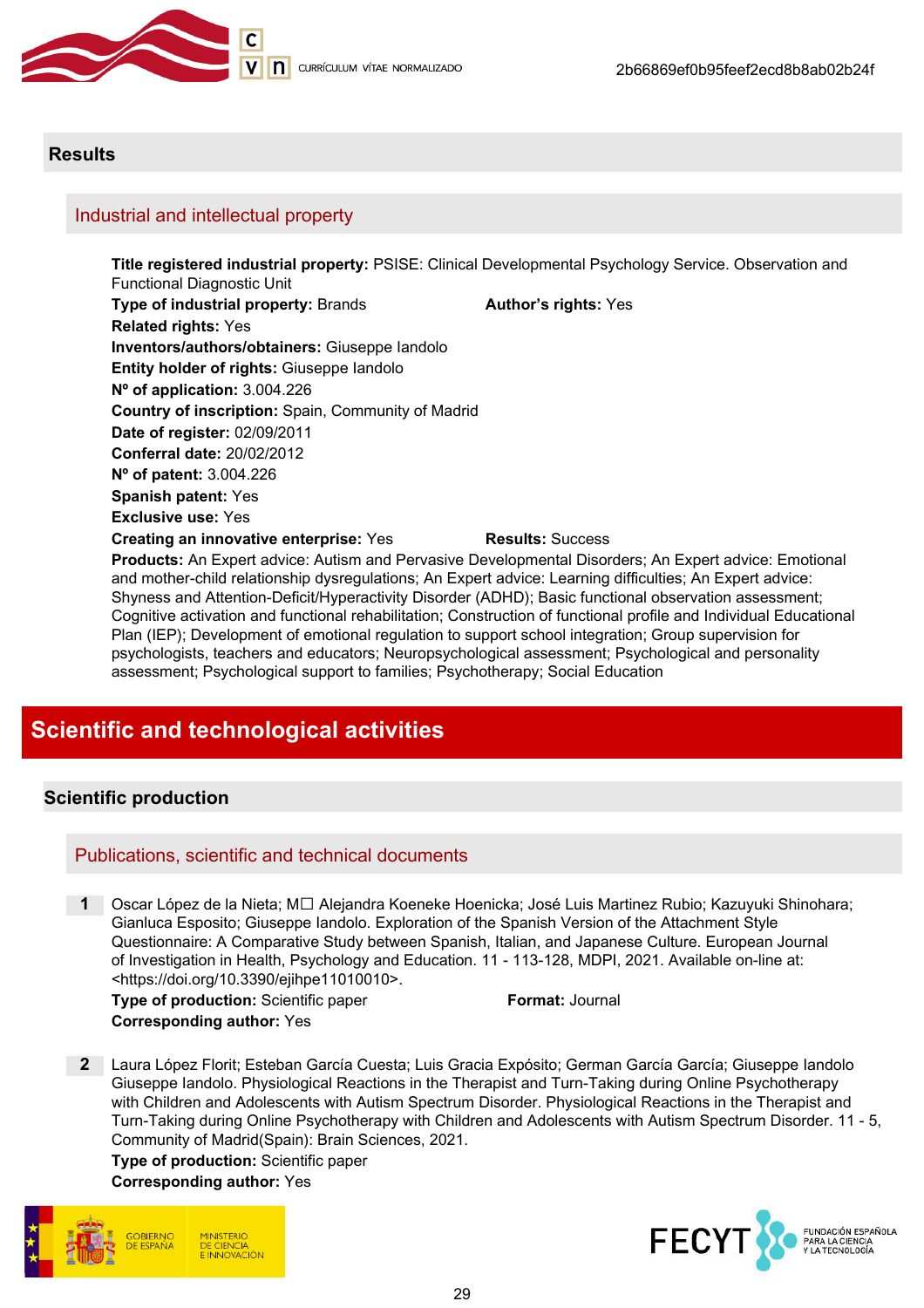## Results

### Industrial and intellectual property

**Title registered industrial property:** PSISE: Clinical Developmental Psychology Service. Observation and Functional Diagnostic Unit
**Type of industrial property:** Brands **Author's rights:** Yes
**Related rights:** Yes
**Inventors/authors/obtainers:** Giuseppe Iandolo
**Entity holder of rights:** Giuseppe Iandolo
**Nº of application:** 3.004.226
**Country of inscription:** Spain, Community of Madrid
**Date of register:** 02/09/2011
**Conferral date:** 20/02/2012
**Nº of patent:** 3.004.226
**Spanish patent:** Yes
**Exclusive use:** Yes
**Creating an innovative enterprise:** Yes **Results:** Success
**Products:** An Expert advice: Autism and Pervasive Developmental Disorders; An Expert advice: Emotional and mother-child relationship dysregulations; An Expert advice: Learning difficulties; An Expert advice: Shyness and Attention-Deficit/Hyperactivity Disorder (ADHD); Basic functional observation assessment; Cognitive activation and functional rehabilitation; Construction of functional profile and Individual Educational Plan (IEP); Development of emotional regulation to support school integration; Group supervision for psychologists, teachers and educators; Neuropsychological assessment; Psychological and personality assessment; Psychological support to families; Psychotherapy; Social Education

# Scientific and technological activities

## Scientific production

### Publications, scientific and technical documents

1 Oscar López de la Nieta; M☐ Alejandra Koeneke Hoenicka; José Luis Martinez Rubio; Kazuyuki Shinohara; Gianluca Esposito; Giuseppe Iandolo. Exploration of the Spanish Version of the Attachment Style Questionnaire: A Comparative Study between Spanish, Italian, and Japanese Culture. European Journal of Investigation in Health, Psychology and Education. 11 - 113-128, MDPI, 2021. Available on-line at: <https://doi.org/10.3390/ejihpe11010010>.
**Type of production:** Scientific paper **Format:** Journal
**Corresponding author:** Yes

2 Laura López Florit; Esteban García Cuesta; Luis Gracia Expósito; German García García; Giuseppe Iandolo Giuseppe Iandolo. Physiological Reactions in the Therapist and Turn-Taking during Online Psychotherapy with Children and Adolescents with Autism Spectrum Disorder. Physiological Reactions in the Therapist and Turn-Taking during Online Psychotherapy with Children and Adolescents with Autism Spectrum Disorder. 11 - 5, Community of Madrid(Spain): Brain Sciences, 2021.
**Type of production:** Scientific paper
**Corresponding author:** Yes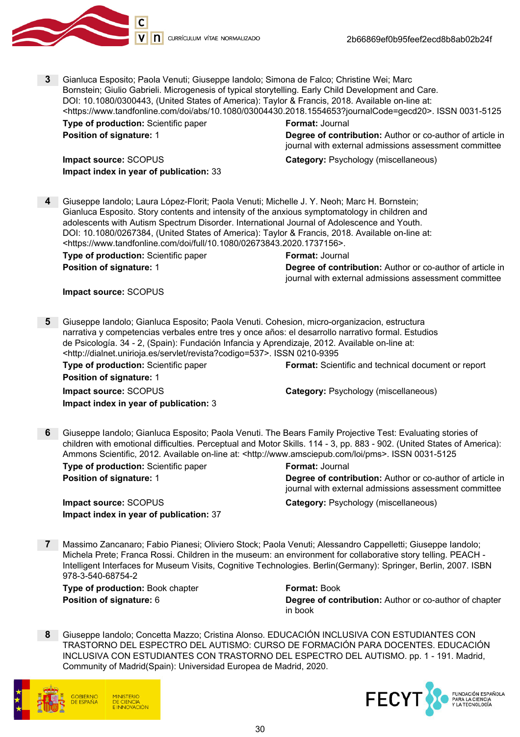**3** Gianluca Esposito; Paola Venuti; Giuseppe Iandolo; Simona de Falco; Christine Wei; Marc Bornstein; Giulio Gabrieli. Microgenesis of typical storytelling. Early Child Development and Care. DOI: 10.1080/0300443, (United States of America): Taylor & Francis, 2018. Available on-line at: <https://www.tandfonline.com/doi/abs/10.1080/03004430.2018.1554653?journalCode=gecd20>. ISSN 0031-5125

**Type of production:** Scientific paper
**Format:** Journal
**Position of signature:** 1
**Degree of contribution:** Author or co-author of article in journal with external admissions assessment committee
**Impact source:** SCOPUS
**Category:** Psychology (miscellaneous)
**Impact index in year of publication:** 33

**4** Giuseppe Iandolo; Laura López-Florit; Paola Venuti; Michelle J. Y. Neoh; Marc H. Bornstein; Gianluca Esposito. Story contents and intensity of the anxious symptomatology in children and adolescents with Autism Spectrum Disorder. International Journal of Adolescence and Youth. DOI: 10.1080/0267384, (United States of America): Taylor & Francis, 2018. Available on-line at: <https://www.tandfonline.com/doi/full/10.1080/02673843.2020.1737156>.

**Type of production:** Scientific paper
**Format:** Journal
**Position of signature:** 1
**Degree of contribution:** Author or co-author of article in journal with external admissions assessment committee
**Impact source:** SCOPUS

**5** Giuseppe Iandolo; Gianluca Esposito; Paola Venuti. Cohesion, micro-organizacion, estructura narrativa y competencias verbales entre tres y once años: el desarrollo narrativo formal. Estudios de Psicología. 34 - 2, (Spain): Fundación Infancia y Aprendizaje, 2012. Available on-line at: <http://dialnet.unirioja.es/servlet/revista?codigo=537>. ISSN 0210-9395

**Type of production:** Scientific paper
**Format:** Scientific and technical document or report
**Position of signature:** 1
**Impact source:** SCOPUS
**Category:** Psychology (miscellaneous)
**Impact index in year of publication:** 3

**6** Giuseppe Iandolo; Gianluca Esposito; Paola Venuti. The Bears Family Projective Test: Evaluating stories of children with emotional difficulties. Perceptual and Motor Skills. 114 - 3, pp. 883 - 902. (United States of America): Ammons Scientific, 2012. Available on-line at: <http://www.amsciepub.com/loi/pms>. ISSN 0031-5125

**Type of production:** Scientific paper
**Format:** Journal
**Position of signature:** 1
**Degree of contribution:** Author or co-author of article in journal with external admissions assessment committee
**Impact source:** SCOPUS
**Category:** Psychology (miscellaneous)
**Impact index in year of publication:** 37

**7** Massimo Zancanaro; Fabio Pianesi; Oliviero Stock; Paola Venuti; Alessandro Cappelletti; Giuseppe Iandolo; Michela Prete; Franca Rossi. Children in the museum: an environment for collaborative story telling. PEACH - Intelligent Interfaces for Museum Visits, Cognitive Technologies. Berlin(Germany): Springer, Berlin, 2007. ISBN 978-3-540-68754-2

**Type of production:** Book chapter
**Format:** Book
**Position of signature:** 6
**Degree of contribution:** Author or co-author of chapter in book

**8** Giuseppe Iandolo; Concetta Mazzo; Cristina Alonso. EDUCACIÓN INCLUSIVA CON ESTUDIANTES CON TRASTORNO DEL ESPECTRO DEL AUTISMO: CURSO DE FORMACIÓN PARA DOCENTES. EDUCACIÓN INCLUSIVA CON ESTUDIANTES CON TRASTORNO DEL ESPECTRO DEL AUTISMO. pp. 1 - 191. Madrid, Community of Madrid(Spain): Universidad Europea de Madrid, 2020.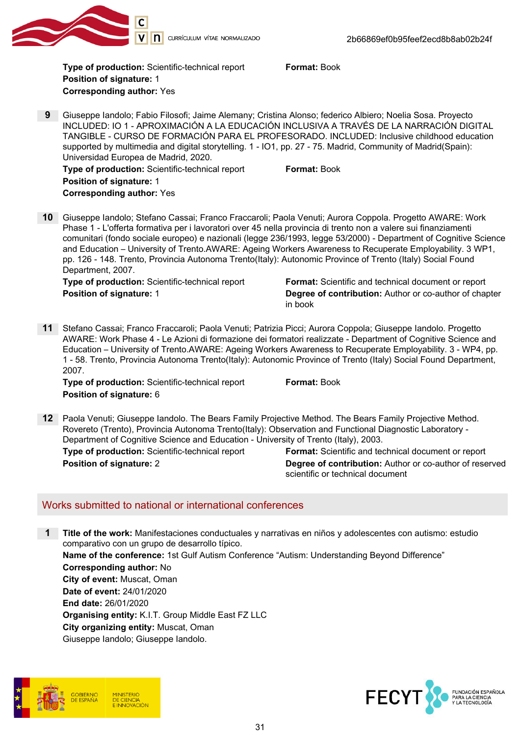**Type of production:** Scientific-technical report
**Format:** Book
**Position of signature:** 1
**Corresponding author:** Yes

**9** Giuseppe Iandolo; Fabio Filosofi; Jaime Alemany; Cristina Alonso; federico Albiero; Noelia Sosa. Proyecto INCLUDED: IO 1 - APROXIMACIÓN A LA EDUCACIÓN INCLUSIVA A TRAVÉS DE LA NARRACIÓN DIGITAL TANGIBLE - CURSO DE FORMACIÓN PARA EL PROFESORADO. INCLUDED: Inclusive childhood education supported by multimedia and digital storytelling. 1 - IO1, pp. 27 - 75. Madrid, Community of Madrid(Spain): Universidad Europea de Madrid, 2020.
**Type of production:** Scientific-technical report
**Format:** Book
**Position of signature:** 1
**Corresponding author:** Yes

**10** Giuseppe Iandolo; Stefano Cassai; Franco Fraccaroli; Paola Venuti; Aurora Coppola. Progetto AWARE: Work Phase 1 - L'offerta formativa per i lavoratori over 45 nella provincia di trento non a valere sui finanziamenti comunitari (fondo sociale europeo) e nazionali (legge 236/1993, legge 53/2000) - Department of Cognitive Science and Education – University of Trento.AWARE: Ageing Workers Awareness to Recuperate Employability. 3 WP1, pp. 126 - 148. Trento, Provincia Autonoma Trento(Italy): Autonomic Province of Trento (Italy) Social Found Department, 2007.
**Type of production:** Scientific-technical report
**Format:** Scientific and technical document or report
**Position of signature:** 1
**Degree of contribution:** Author or co-author of chapter in book

**11** Stefano Cassai; Franco Fraccaroli; Paola Venuti; Patrizia Picci; Aurora Coppola; Giuseppe Iandolo. Progetto AWARE: Work Phase 4 - Le Azioni di formazione dei formatori realizzate - Department of Cognitive Science and Education – University of Trento.AWARE: Ageing Workers Awareness to Recuperate Employability. 3 - WP4, pp. 1 - 58. Trento, Provincia Autonoma Trento(Italy): Autonomic Province of Trento (Italy) Social Found Department, 2007.
**Type of production:** Scientific-technical report
**Format:** Book
**Position of signature:** 6

**12** Paola Venuti; Giuseppe Iandolo. The Bears Family Projective Method. The Bears Family Projective Method. Rovereto (Trento), Provincia Autonoma Trento(Italy): Observation and Functional Diagnostic Laboratory - Department of Cognitive Science and Education - University of Trento (Italy), 2003.
**Type of production:** Scientific-technical report
**Format:** Scientific and technical document or report
**Position of signature:** 2
**Degree of contribution:** Author or co-author of reserved scientific or technical document

## Works submitted to national or international conferences

**1** **Title of the work:** Manifestaciones conductuales y narrativas en niños y adolescentes con autismo: estudio comparativo con un grupo de desarrollo típico.
**Name of the conference:** 1st Gulf Autism Conference “Autism: Understanding Beyond Difference”
**Corresponding author:** No
**City of event:** Muscat, Oman
**Date of event:** 24/01/2020
**End date:** 26/01/2020
**Organising entity:** K.I.T. Group Middle East FZ LLC
**City organizing entity:** Muscat, Oman
Giuseppe Iandolo; Giuseppe Iandolo.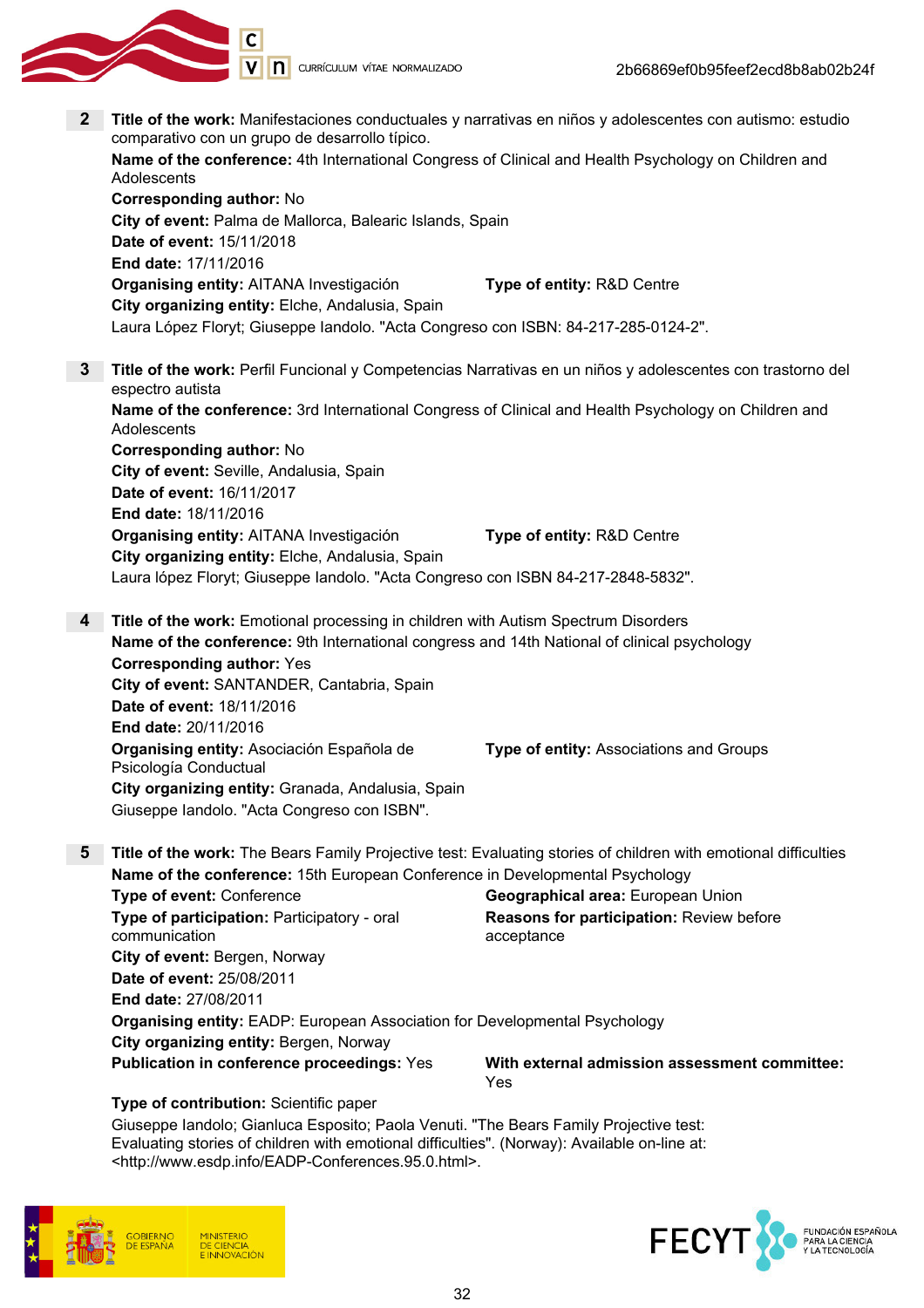**2** **Title of the work:** Manifestaciones conductuales y narrativas en niños y adolescentes con autismo: estudio comparativo con un grupo de desarrollo típico.
**Name of the conference:** 4th International Congress of Clinical and Health Psychology on Children and Adolescents
**Corresponding author:** No
**City of event:** Palma de Mallorca, Balearic Islands, Spain
**Date of event:** 15/11/2018
**End date:** 17/11/2016
**Organising entity:** AITANA Investigación **Type of entity:** R&D Centre
**City organizing entity:** Elche, Andalusia, Spain
Laura López Floryt; Giuseppe Iandolo. "Acta Congreso con ISBN: 84-217-285-0124-2".

**3** **Title of the work:** Perfil Funcional y Competencias Narrativas en un niños y adolescentes con trastorno del espectro autista
**Name of the conference:** 3rd International Congress of Clinical and Health Psychology on Children and Adolescents
**Corresponding author:** No
**City of event:** Seville, Andalusia, Spain
**Date of event:** 16/11/2017
**End date:** 18/11/2016
**Organising entity:** AITANA Investigación **Type of entity:** R&D Centre
**City organizing entity:** Elche, Andalusia, Spain
Laura lópez Floryt; Giuseppe Iandolo. "Acta Congreso con ISBN 84-217-2848-5832".

**4** **Title of the work:** Emotional processing in children with Autism Spectrum Disorders
**Name of the conference:** 9th International congress and 14th National of clinical psychology
**Corresponding author:** Yes
**City of event:** SANTANDER, Cantabria, Spain
**Date of event:** 18/11/2016
**End date:** 20/11/2016
**Organising entity:** Asociación Española de Psicología Conductual **Type of entity:** Associations and Groups
**City organizing entity:** Granada, Andalusia, Spain
Giuseppe Iandolo. "Acta Congreso con ISBN".

**5** **Title of the work:** The Bears Family Projective test: Evaluating stories of children with emotional difficulties
**Name of the conference:** 15th European Conference in Developmental Psychology
**Type of event:** Conference **Geographical area:** European Union
**Type of participation:** Participatory - oral communication **Reasons for participation:** Review before acceptance
**City of event:** Bergen, Norway
**Date of event:** 25/08/2011
**End date:** 27/08/2011
**Organising entity:** EADP: European Association for Developmental Psychology
**City organizing entity:** Bergen, Norway
**Publication in conference proceedings:** Yes **With external admission assessment committee:** Yes
**Type of contribution:** Scientific paper
Giuseppe Iandolo; Gianluca Esposito; Paola Venuti. "The Bears Family Projective test: Evaluating stories of children with emotional difficulties". (Norway): Available on-line at: <http://www.esdp.info/EADP-Conferences.95.0.html>.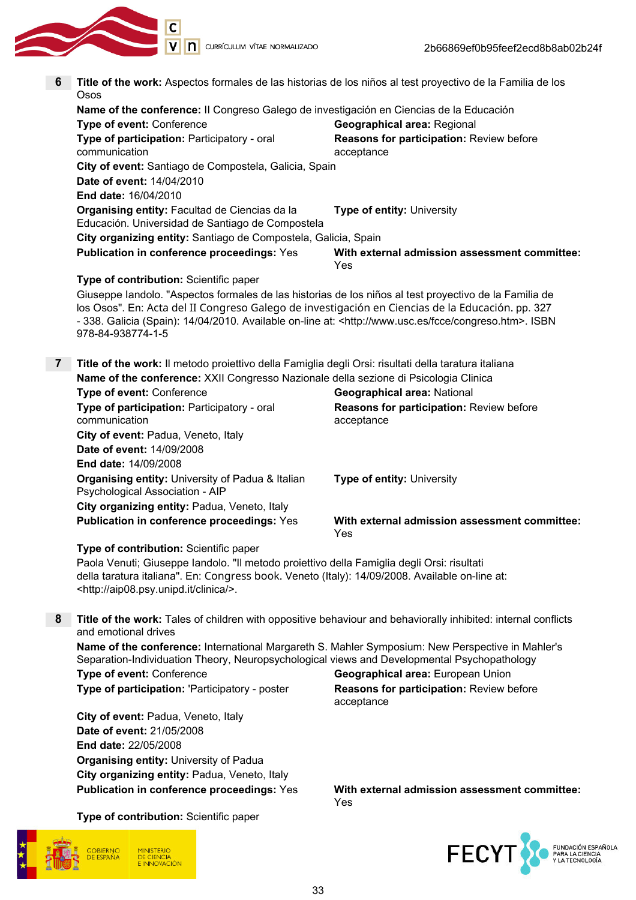**6** **Title of the work:** Aspectos formales de las historias de los niños al test proyectivo de la Familia de los Osos

**Name of the conference:** II Congreso Galego de investigación en Ciencias de la Educación

**Type of event:** Conference

**Geographical area:** Regional

**Type of participation:** Participatory - oral communication

**Reasons for participation:** Review before acceptance

**City of event:** Santiago de Compostela, Galicia, Spain

**Date of event:** 14/04/2010

**End date:** 16/04/2010

**Organising entity:** Facultad de Ciencias da la Educación. Universidad de Santiago de Compostela

**Type of entity:** University

**City organizing entity:** Santiago de Compostela, Galicia, Spain

**Publication in conference proceedings:** Yes

**With external admission assessment committee:** Yes

**Type of contribution:** Scientific paper

Giuseppe Iandolo. "Aspectos formales de las historias de los niños al test proyectivo de la Familia de los Osos". En: Acta del II Congreso Galego de investigación en Ciencias de la Educación. pp. 327 - 338. Galicia (Spain): 14/04/2010. Available on-line at: <http://www.usc.es/fcce/congreso.htm>. ISBN 978-84-938774-1-5

**7** **Title of the work:** Il metodo proiettivo della Famiglia degli Orsi: risultati della taratura italiana

**Name of the conference:** XXII Congresso Nazionale della sezione di Psicologia Clinica

**Type of event:** Conference

**Geographical area:** National

**Type of participation:** Participatory - oral communication

**Reasons for participation:** Review before acceptance

**City of event:** Padua, Veneto, Italy

**Date of event:** 14/09/2008

**End date:** 14/09/2008

**Organising entity:** University of Padua & Italian Psychological Association - AIP

**Type of entity:** University

**City organizing entity:** Padua, Veneto, Italy

**Publication in conference proceedings:** Yes

**With external admission assessment committee:** Yes

**Type of contribution:** Scientific paper

Paola Venuti; Giuseppe Iandolo. "Il metodo proiettivo della Famiglia degli Orsi: risultati della taratura italiana". En: Congress book. Veneto (Italy): 14/09/2008. Available on-line at: <http://aip08.psy.unipd.it/clinica/>.

**8** **Title of the work:** Tales of children with oppositive behaviour and behaviorally inhibited: internal conflicts and emotional drives

**Name of the conference:** International Margareth S. Mahler Symposium: New Perspective in Mahler's Separation-Individuation Theory, Neuropsychological views and Developmental Psychopathology

**Type of event:** Conference

**Geographical area:** European Union

**Type of participation:** 'Participatory - poster

**Reasons for participation:** Review before acceptance

**City of event:** Padua, Veneto, Italy

**Date of event:** 21/05/2008

**End date:** 22/05/2008

**Organising entity:** University of Padua

**City organizing entity:** Padua, Veneto, Italy

**Publication in conference proceedings:** Yes

**With external admission assessment committee:** Yes

**Type of contribution:** Scientific paper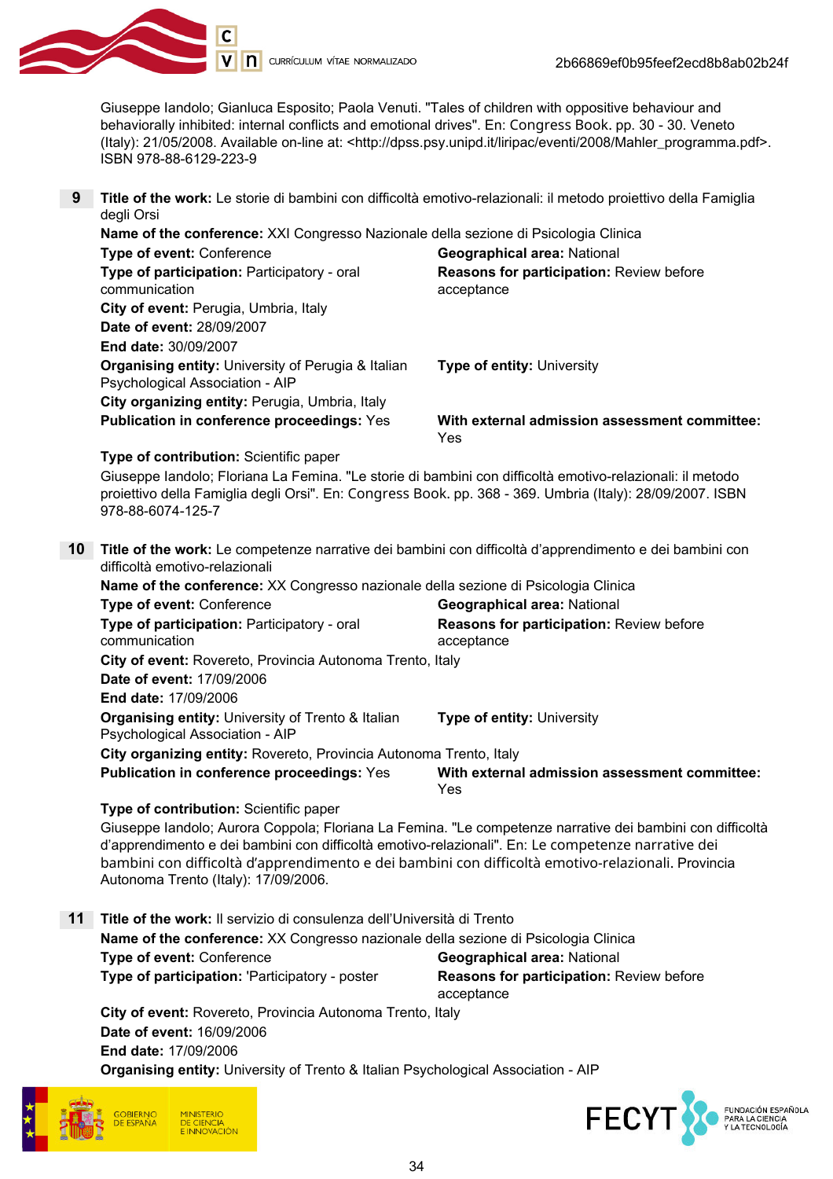Giuseppe Iandolo; Gianluca Esposito; Paola Venuti. "Tales of children with oppositive behaviour and behaviorally inhibited: internal conflicts and emotional drives". En: Congress Book. pp. 30 - 30. Veneto (Italy): 21/05/2008. Available on-line at: <http://dpss.psy.unipd.it/liripac/eventi/2008/Mahler_programma.pdf>. ISBN 978-88-6129-223-9

**9** **Title of the work:** Le storie di bambini con difficoltà emotivo-relazionali: il metodo proiettivo della Famiglia degli Orsi

**Name of the conference:** XXI Congresso Nazionale della sezione di Psicologia Clinica

**Type of event:** Conference

**Geographical area:** National

**Type of participation:** Participatory - oral communication

**Reasons for participation:** Review before acceptance

**City of event:** Perugia, Umbria, Italy

**Date of event:** 28/09/2007

**End date:** 30/09/2007

**Organising entity:** University of Perugia & Italian Psychological Association - AIP

**Type of entity:** University

**City organizing entity:** Perugia, Umbria, Italy

**Publication in conference proceedings:** Yes

**With external admission assessment committee:** Yes

**Type of contribution:** Scientific paper

Giuseppe Iandolo; Floriana La Femina. "Le storie di bambini con difficoltà emotivo-relazionali: il metodo proiettivo della Famiglia degli Orsi". En: Congress Book. pp. 368 - 369. Umbria (Italy): 28/09/2007. ISBN 978-88-6074-125-7

**10** **Title of the work:** Le competenze narrative dei bambini con difficoltà d'apprendimento e dei bambini con difficoltà emotivo-relazionali

**Name of the conference:** XX Congresso nazionale della sezione di Psicologia Clinica

**Type of event:** Conference

**Geographical area:** National

**Type of participation:** Participatory - oral communication

**Reasons for participation:** Review before acceptance

**City of event:** Rovereto, Provincia Autonoma Trento, Italy

**Date of event:** 17/09/2006

**End date:** 17/09/2006

**Organising entity:** University of Trento & Italian Psychological Association - AIP

**Type of entity:** University

**City organizing entity:** Rovereto, Provincia Autonoma Trento, Italy

**Publication in conference proceedings:** Yes

**With external admission assessment committee:** Yes

**Type of contribution:** Scientific paper

Giuseppe Iandolo; Aurora Coppola; Floriana La Femina. "Le competenze narrative dei bambini con difficoltà d'apprendimento e dei bambini con difficoltà emotivo-relazionali". En: Le competenze narrative dei bambini con difficoltà d'apprendimento e dei bambini con difficoltà emotivo-relazionali. Provincia Autonoma Trento (Italy): 17/09/2006.

**11** **Title of the work:** Il servizio di consulenza dell'Università di Trento

**Name of the conference:** XX Congresso nazionale della sezione di Psicologia Clinica

**Type of event:** Conference

**Geographical area:** National

**Type of participation:** 'Participatory - poster

**Reasons for participation:** Review before acceptance

**City of event:** Rovereto, Provincia Autonoma Trento, Italy

**Date of event:** 16/09/2006

**End date:** 17/09/2006

**Organising entity:** University of Trento & Italian Psychological Association - AIP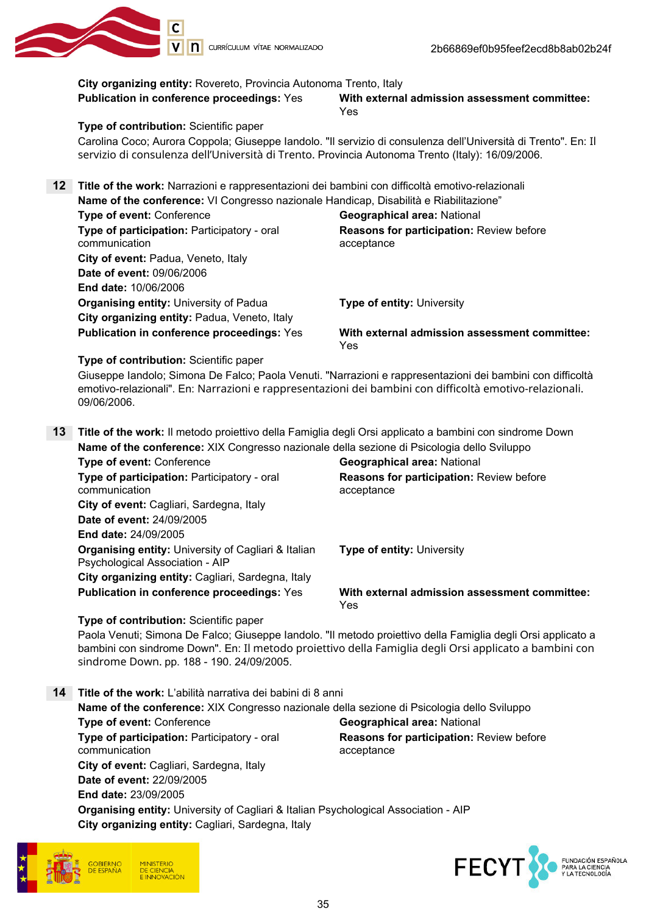**City organizing entity:** Rovereto, Provincia Autonoma Trento, Italy
**Publication in conference proceedings:** Yes
**With external admission assessment committee:** Yes
**Type of contribution:** Scientific paper
Carolina Coco; Aurora Coppola; Giuseppe Iandolo. "Il servizio di consulenza dell'Università di Trento". En: Il servizio di consulenza dell'Università di Trento. Provincia Autonoma Trento (Italy): 16/09/2006.

**12** **Title of the work:** Narrazioni e rappresentazioni dei bambini con difficoltà emotivo-relazionali
**Name of the conference:** VI Congresso nazionale Handicap, Disabilità e Riabilitazione"
**Type of event:** Conference
**Geographical area:** National
**Type of participation:** Participatory - oral communication
**Reasons for participation:** Review before acceptance
**City of event:** Padua, Veneto, Italy
**Date of event:** 09/06/2006
**End date:** 10/06/2006
**Organising entity:** University of Padua
**Type of entity:** University
**City organizing entity:** Padua, Veneto, Italy
**Publication in conference proceedings:** Yes
**With external admission assessment committee:** Yes
**Type of contribution:** Scientific paper
Giuseppe Iandolo; Simona De Falco; Paola Venuti. "Narrazioni e rappresentazioni dei bambini con difficoltà emotivo-relazionali". En: Narrazioni e rappresentazioni dei bambini con difficoltà emotivo-relazionali. 09/06/2006.

**13** **Title of the work:** Il metodo proiettivo della Famiglia degli Orsi applicato a bambini con sindrome Down
**Name of the conference:** XIX Congresso nazionale della sezione di Psicologia dello Sviluppo
**Type of event:** Conference
**Geographical area:** National
**Type of participation:** Participatory - oral communication
**Reasons for participation:** Review before acceptance
**City of event:** Cagliari, Sardegna, Italy
**Date of event:** 24/09/2005
**End date:** 24/09/2005
**Organising entity:** University of Cagliari & Italian Psychological Association - AIP
**Type of entity:** University
**City organizing entity:** Cagliari, Sardegna, Italy
**Publication in conference proceedings:** Yes
**With external admission assessment committee:** Yes
**Type of contribution:** Scientific paper
Paola Venuti; Simona De Falco; Giuseppe Iandolo. "Il metodo proiettivo della Famiglia degli Orsi applicato a bambini con sindrome Down". En: Il metodo proiettivo della Famiglia degli Orsi applicato a bambini con sindrome Down. pp. 188 - 190. 24/09/2005.

**14** **Title of the work:** L'abilità narrativa dei babini di 8 anni
**Name of the conference:** XIX Congresso nazionale della sezione di Psicologia dello Sviluppo
**Type of event:** Conference
**Geographical area:** National
**Type of participation:** Participatory - oral communication
**Reasons for participation:** Review before acceptance
**City of event:** Cagliari, Sardegna, Italy
**Date of event:** 22/09/2005
**End date:** 23/09/2005
**Organising entity:** University of Cagliari & Italian Psychological Association - AIP
**City organizing entity:** Cagliari, Sardegna, Italy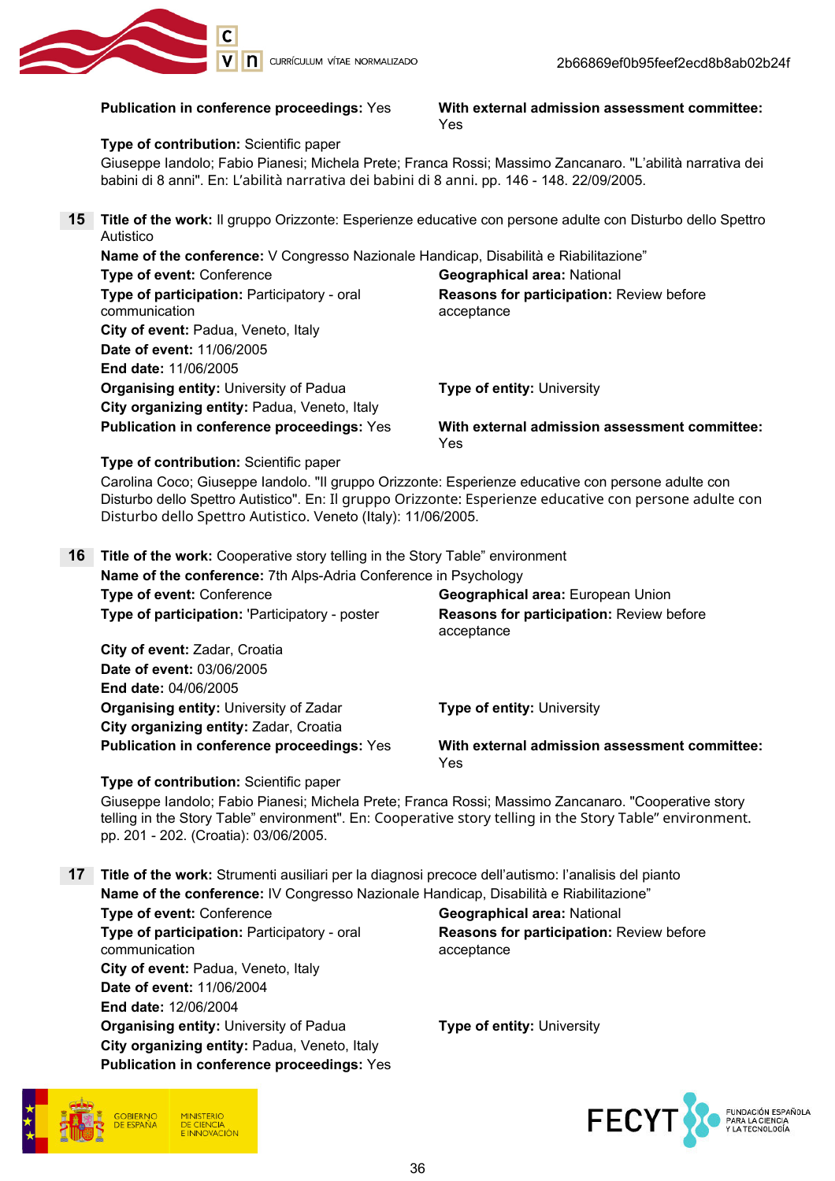**Publication in conference proceedings:** Yes

**With external admission assessment committee:** Yes

**Type of contribution:** Scientific paper

Giuseppe Iandolo; Fabio Pianesi; Michela Prete; Franca Rossi; Massimo Zancanaro. "L'abilità narrativa dei babini di 8 anni". En: L'abilità narrativa dei babini di 8 anni. pp. 146 - 148. 22/09/2005.

**15** **Title of the work:** Il gruppo Orizzonte: Esperienze educative con persone adulte con Disturbo dello Spettro Autistico

**Name of the conference:** V Congresso Nazionale Handicap, Disabilità e Riabilitazione"

**Type of event:** Conference

**Geographical area:** National

**Type of participation:** Participatory - oral communication

**Reasons for participation:** Review before acceptance

**City of event:** Padua, Veneto, Italy

**Date of event:** 11/06/2005

**End date:** 11/06/2005

**Organising entity:** University of Padua

**Type of entity:** University

**City organizing entity:** Padua, Veneto, Italy

**Publication in conference proceedings:** Yes

**With external admission assessment committee:** Yes

**Type of contribution:** Scientific paper

Carolina Coco; Giuseppe Iandolo. "Il gruppo Orizzonte: Esperienze educative con persone adulte con Disturbo dello Spettro Autistico". En: Il gruppo Orizzonte: Esperienze educative con persone adulte con Disturbo dello Spettro Autistico. Veneto (Italy): 11/06/2005.

**16** **Title of the work:** Cooperative story telling in the Story Table" environment

**Name of the conference:** 7th Alps-Adria Conference in Psychology

**Type of event:** Conference

**Geographical area:** European Union

**Type of participation:** 'Participatory - poster

**Reasons for participation:** Review before acceptance

**City of event:** Zadar, Croatia

**Date of event:** 03/06/2005

**End date:** 04/06/2005

**Organising entity:** University of Zadar

**Type of entity:** University

**City organizing entity:** Zadar, Croatia

**Publication in conference proceedings:** Yes

**With external admission assessment committee:** Yes

**Type of contribution:** Scientific paper

Giuseppe Iandolo; Fabio Pianesi; Michela Prete; Franca Rossi; Massimo Zancanaro. "Cooperative story telling in the Story Table" environment". En: Cooperative story telling in the Story Table" environment. pp. 201 - 202. (Croatia): 03/06/2005.

**17** **Title of the work:** Strumenti ausiliari per la diagnosi precoce dell'autismo: l'analisis del pianto

**Name of the conference:** IV Congresso Nazionale Handicap, Disabilità e Riabilitazione"

**Type of event:** Conference

**Geographical area:** National

**Type of participation:** Participatory - oral communication

**Reasons for participation:** Review before acceptance

**City of event:** Padua, Veneto, Italy

**Date of event:** 11/06/2004

**End date:** 12/06/2004

**Organising entity:** University of Padua

**Type of entity:** University

**City organizing entity:** Padua, Veneto, Italy

**Publication in conference proceedings:** Yes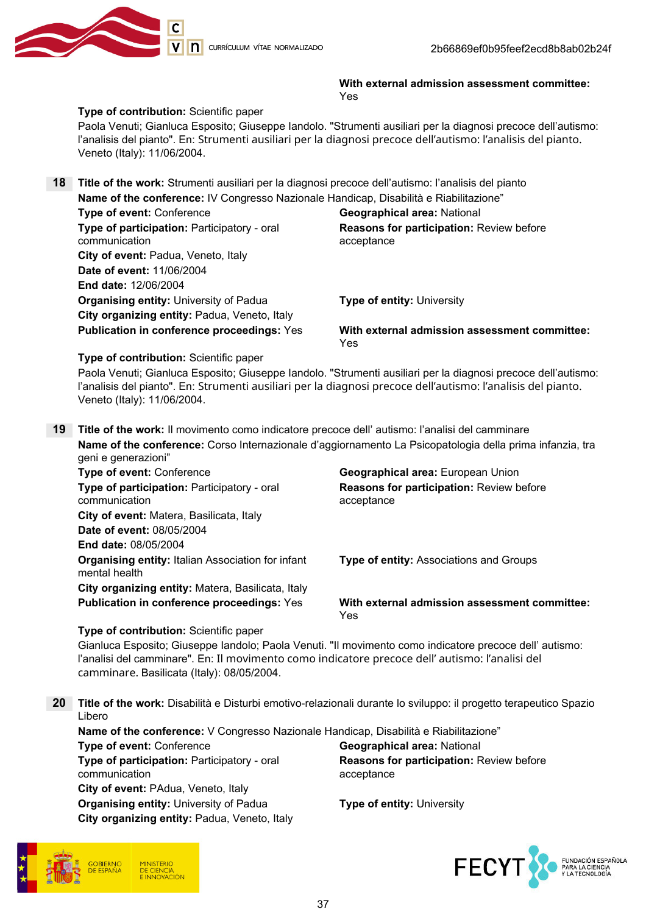**With external admission assessment committee:** Yes

**Type of contribution:** Scientific paper

Paola Venuti; Gianluca Esposito; Giuseppe Iandolo. "Strumenti ausiliari per la diagnosi precoce dell'autismo: l'analisis del pianto". En: Strumenti ausiliari per la diagnosi precoce dell'autismo: l'analisis del pianto. Veneto (Italy): 11/06/2004.

**18** **Title of the work:** Strumenti ausiliari per la diagnosi precoce dell'autismo: l'analisis del pianto

**Name of the conference:** IV Congresso Nazionale Handicap, Disabilità e Riabilitazione"

**Type of event:** Conference

**Geographical area:** National

**Type of participation:** Participatory - oral communication

**Reasons for participation:** Review before acceptance

**City of event:** Padua, Veneto, Italy

**Date of event:** 11/06/2004

**End date:** 12/06/2004

**Organising entity:** University of Padua

**Type of entity:** University

**City organizing entity:** Padua, Veneto, Italy

**Publication in conference proceedings:** Yes

**With external admission assessment committee:** Yes

**Type of contribution:** Scientific paper

Paola Venuti; Gianluca Esposito; Giuseppe Iandolo. "Strumenti ausiliari per la diagnosi precoce dell'autismo: l'analisis del pianto". En: Strumenti ausiliari per la diagnosi precoce dell'autismo: l'analisis del pianto. Veneto (Italy): 11/06/2004.

**19** **Title of the work:** Il movimento como indicatore precoce dell' autismo: l'analisi del camminare

**Name of the conference:** Corso Internazionale d'aggiornamento La Psicopatologia della prima infanzia, tra geni e generazioni"

**Type of event:** Conference

**Geographical area:** European Union

**Type of participation:** Participatory - oral communication

**Reasons for participation:** Review before acceptance

**City of event:** Matera, Basilicata, Italy

**Date of event:** 08/05/2004

**End date:** 08/05/2004

**Organising entity:** Italian Association for infant mental health

**Type of entity:** Associations and Groups

**City organizing entity:** Matera, Basilicata, Italy

**Publication in conference proceedings:** Yes

**With external admission assessment committee:** Yes

**Type of contribution:** Scientific paper

Gianluca Esposito; Giuseppe Iandolo; Paola Venuti. "Il movimento como indicatore precoce dell' autismo: l'analisi del camminare". En: Il movimento como indicatore precoce dell' autismo: l'analisi del camminare. Basilicata (Italy): 08/05/2004.

**20** **Title of the work:** Disabilità e Disturbi emotivo-relazionali durante lo sviluppo: il progetto terapeutico Spazio Libero

**Name of the conference:** V Congresso Nazionale Handicap, Disabilità e Riabilitazione"

**Type of event:** Conference

**Geographical area:** National

**Type of participation:** Participatory - oral communication

**Reasons for participation:** Review before acceptance

**City of event:** PAdua, Veneto, Italy

**Organising entity:** University of Padua

**Type of entity:** University

**City organizing entity:** Padua, Veneto, Italy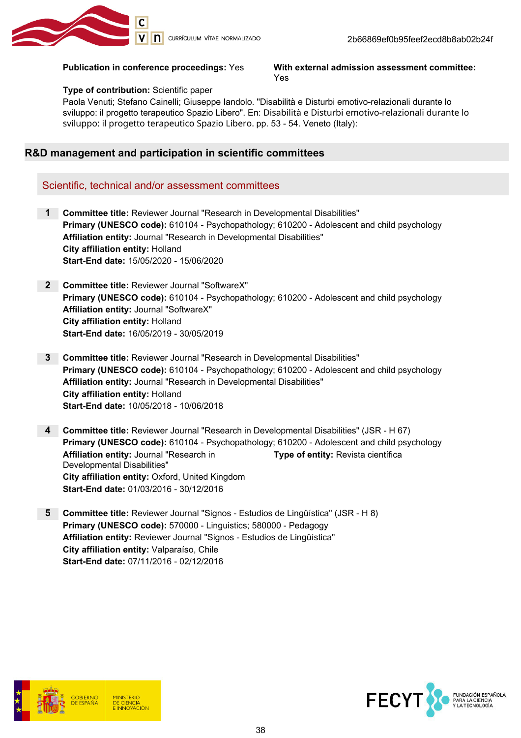**Publication in conference proceedings:** Yes

**With external admission assessment committee:** Yes

**Type of contribution:** Scientific paper

Paola Venuti; Stefano Cainelli; Giuseppe Iandolo. "Disabilità e Disturbi emotivo-relazionali durante lo sviluppo: il progetto terapeutico Spazio Libero". En: Disabilità e Disturbi emotivo-relazionali durante lo sviluppo: il progetto terapeutico Spazio Libero. pp. 53 - 54. Veneto (Italy):

## R&D management and participation in scientific committees

### Scientific, technical and/or assessment committees

**1** **Committee title:** Reviewer Journal "Research in Developmental Disabilities"
**Primary (UNESCO code):** 610104 - Psychopathology; 610200 - Adolescent and child psychology
**Affiliation entity:** Journal "Research in Developmental Disabilities"
**City affiliation entity:** Holland
**Start-End date:** 15/05/2020 - 15/06/2020

**2** **Committee title:** Reviewer Journal "SoftwareX"
**Primary (UNESCO code):** 610104 - Psychopathology; 610200 - Adolescent and child psychology
**Affiliation entity:** Journal "SoftwareX"
**City affiliation entity:** Holland
**Start-End date:** 16/05/2019 - 30/05/2019

**3** **Committee title:** Reviewer Journal "Research in Developmental Disabilities"
**Primary (UNESCO code):** 610104 - Psychopathology; 610200 - Adolescent and child psychology
**Affiliation entity:** Journal "Research in Developmental Disabilities"
**City affiliation entity:** Holland
**Start-End date:** 10/05/2018 - 10/06/2018

**4** **Committee title:** Reviewer Journal "Research in Developmental Disabilities" (JSR - H 67)
**Primary (UNESCO code):** 610104 - Psychopathology; 610200 - Adolescent and child psychology
**Affiliation entity:** Journal "Research in Developmental Disabilities"
**Type of entity:** Revista científica
**City affiliation entity:** Oxford, United Kingdom
**Start-End date:** 01/03/2016 - 30/12/2016

**5** **Committee title:** Reviewer Journal "Signos - Estudios de Lingüística" (JSR - H 8)
**Primary (UNESCO code):** 570000 - Linguistics; 580000 - Pedagogy
**Affiliation entity:** Reviewer Journal "Signos - Estudios de Lingüística"
**City affiliation entity:** Valparaíso, Chile
**Start-End date:** 07/11/2016 - 02/12/2016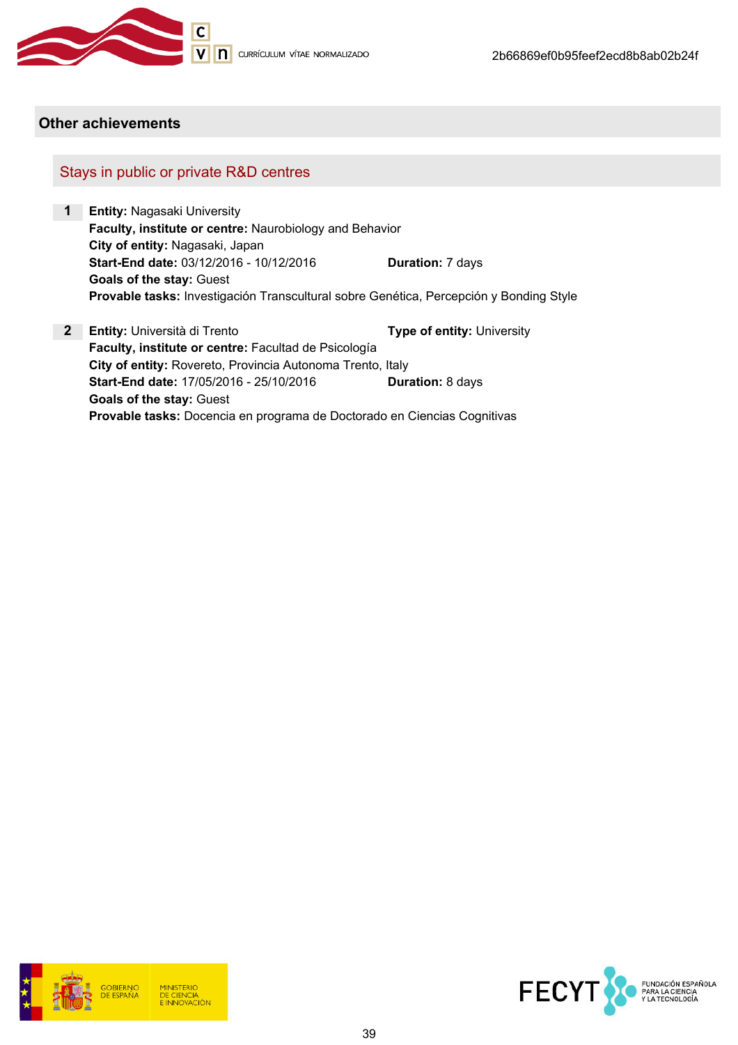## Other achievements

### Stays in public or private R&D centres

**1** **Entity:** Nagasaki University
**Faculty, institute or centre:** Naurobiology and Behavior
**City of entity:** Nagasaki, Japan
**Start-End date:** 03/12/2016 - 10/12/2016 **Duration:** 7 days
**Goals of the stay:** Guest
**Provable tasks:** Investigación Transcultural sobre Genética, Percepción y Bonding Style

**2** **Entity:** Università di Trento **Type of entity:** University
**Faculty, institute or centre:** Facultad de Psicología
**City of entity:** Rovereto, Provincia Autonoma Trento, Italy
**Start-End date:** 17/05/2016 - 25/10/2016 **Duration:** 8 days
**Goals of the stay:** Guest
**Provable tasks:** Docencia en programa de Doctorado en Ciencias Cognitivas